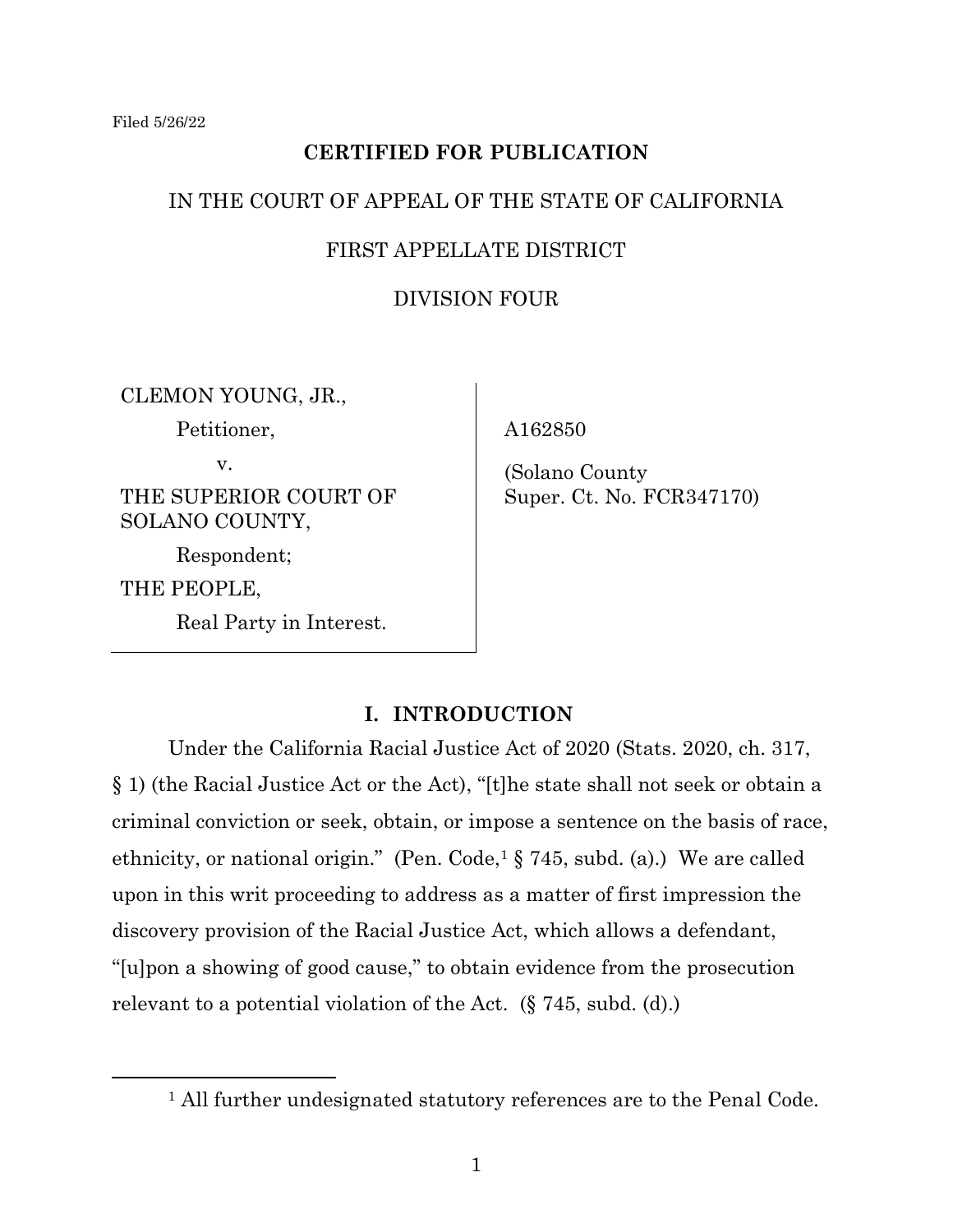Filed 5/26/22

**CERTIFIED FOR PUBLICATION**

IN THE COURT OF APPEAL OF THE STATE OF CALIFORNIA

FIRST APPELLATE DISTRICT

DIVISION FOUR

| | |
|---|---|
| CLEMON YOUNG, JR.,<br>Petitioner,<br>v.<br>THE SUPERIOR COURT OF SOLANO COUNTY,<br>Respondent;<br>THE PEOPLE,<br>Real Party in Interest. | A162850<br><br>(Solano County Super. Ct. No. FCR347170) |

## I. INTRODUCTION

Under the California Racial Justice Act of 2020 (Stats. 2020, ch. 317, § 1) (the Racial Justice Act or the Act), "[t]he state shall not seek or obtain a criminal conviction or seek, obtain, or impose a sentence on the basis of race, ethnicity, or national origin." (Pen. Code,[1] § 745, subd. (a).) We are called upon in this writ proceeding to address as a matter of first impression the discovery provision of the Racial Justice Act, which allows a defendant, "[u]pon a showing of good cause," to obtain evidence from the prosecution relevant to a potential violation of the Act. (§ 745, subd. (d).)

[1] All further undesignated statutory references are to the Penal Code.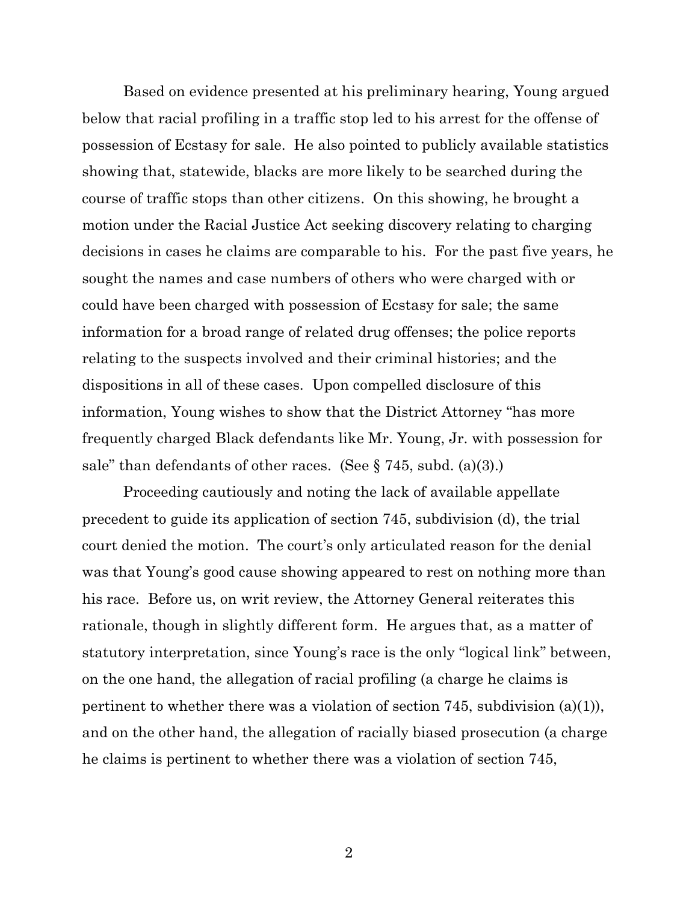Based on evidence presented at his preliminary hearing, Young argued below that racial profiling in a traffic stop led to his arrest for the offense of possession of Ecstasy for sale. He also pointed to publicly available statistics showing that, statewide, blacks are more likely to be searched during the course of traffic stops than other citizens. On this showing, he brought a motion under the Racial Justice Act seeking discovery relating to charging decisions in cases he claims are comparable to his. For the past five years, he sought the names and case numbers of others who were charged with or could have been charged with possession of Ecstasy for sale; the same information for a broad range of related drug offenses; the police reports relating to the suspects involved and their criminal histories; and the dispositions in all of these cases. Upon compelled disclosure of this information, Young wishes to show that the District Attorney "has more frequently charged Black defendants like Mr. Young, Jr. with possession for sale" than defendants of other races. (See § 745, subd. (a)(3).)

Proceeding cautiously and noting the lack of available appellate precedent to guide its application of section 745, subdivision (d), the trial court denied the motion. The court's only articulated reason for the denial was that Young's good cause showing appeared to rest on nothing more than his race. Before us, on writ review, the Attorney General reiterates this rationale, though in slightly different form. He argues that, as a matter of statutory interpretation, since Young's race is the only "logical link" between, on the one hand, the allegation of racial profiling (a charge he claims is pertinent to whether there was a violation of section 745, subdivision (a)(1)), and on the other hand, the allegation of racially biased prosecution (a charge he claims is pertinent to whether there was a violation of section 745,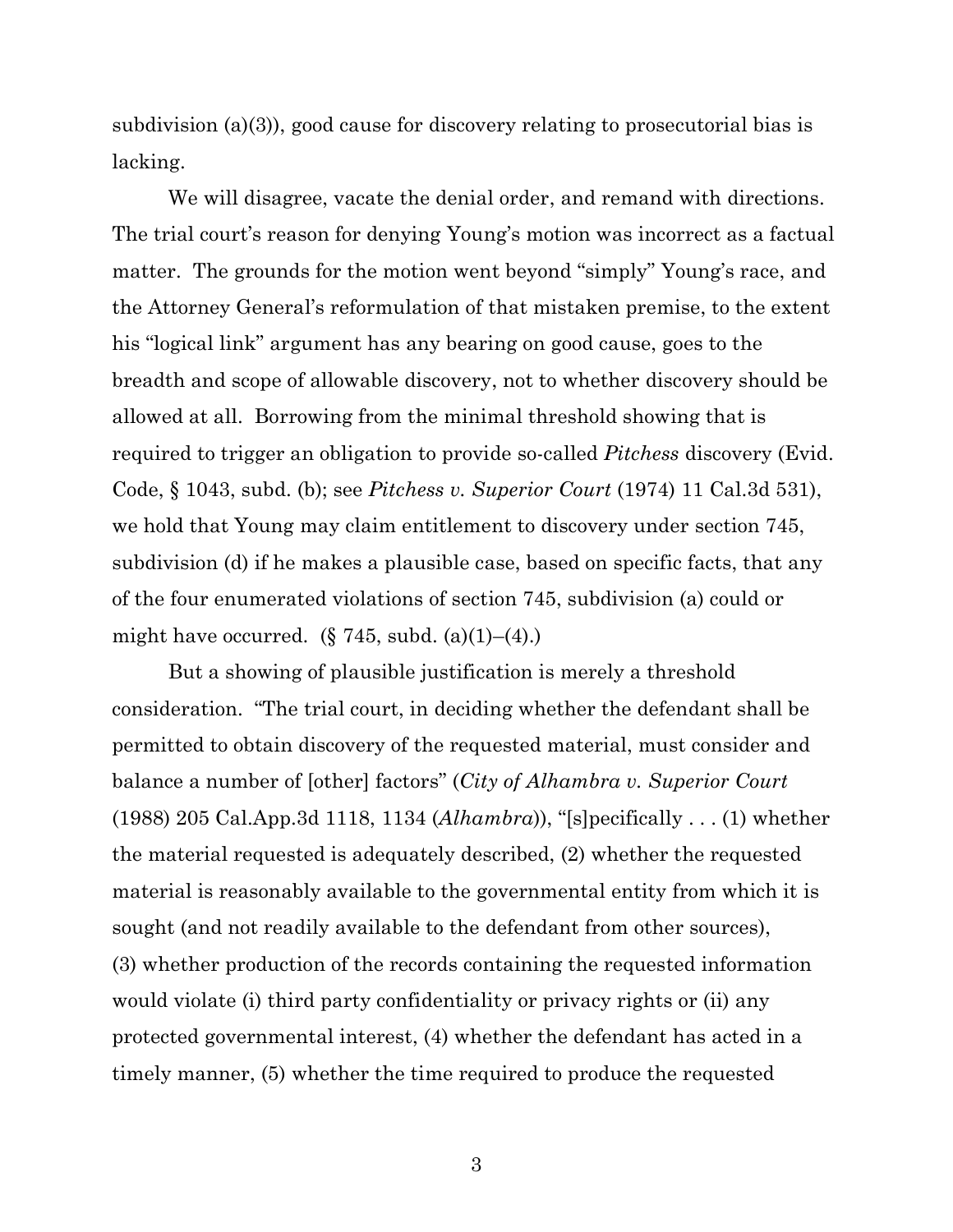subdivision (a)(3)), good cause for discovery relating to prosecutorial bias is lacking.

We will disagree, vacate the denial order, and remand with directions. The trial court's reason for denying Young's motion was incorrect as a factual matter. The grounds for the motion went beyond "simply" Young's race, and the Attorney General's reformulation of that mistaken premise, to the extent his "logical link" argument has any bearing on good cause, goes to the breadth and scope of allowable discovery, not to whether discovery should be allowed at all. Borrowing from the minimal threshold showing that is required to trigger an obligation to provide so-called *Pitchess* discovery (Evid. Code, § 1043, subd. (b); see *Pitchess v. Superior Court* (1974) 11 Cal.3d 531), we hold that Young may claim entitlement to discovery under section 745, subdivision (d) if he makes a plausible case, based on specific facts, that any of the four enumerated violations of section 745, subdivision (a) could or might have occurred. (§ 745, subd. (a)(1)–(4).)

But a showing of plausible justification is merely a threshold consideration. "The trial court, in deciding whether the defendant shall be permitted to obtain discovery of the requested material, must consider and balance a number of [other] factors" (*City of Alhambra v. Superior Court* (1988) 205 Cal.App.3d 1118, 1134 (*Alhambra*)), "[s]pecifically . . . (1) whether the material requested is adequately described, (2) whether the requested material is reasonably available to the governmental entity from which it is sought (and not readily available to the defendant from other sources), (3) whether production of the records containing the requested information would violate (i) third party confidentiality or privacy rights or (ii) any protected governmental interest, (4) whether the defendant has acted in a timely manner, (5) whether the time required to produce the requested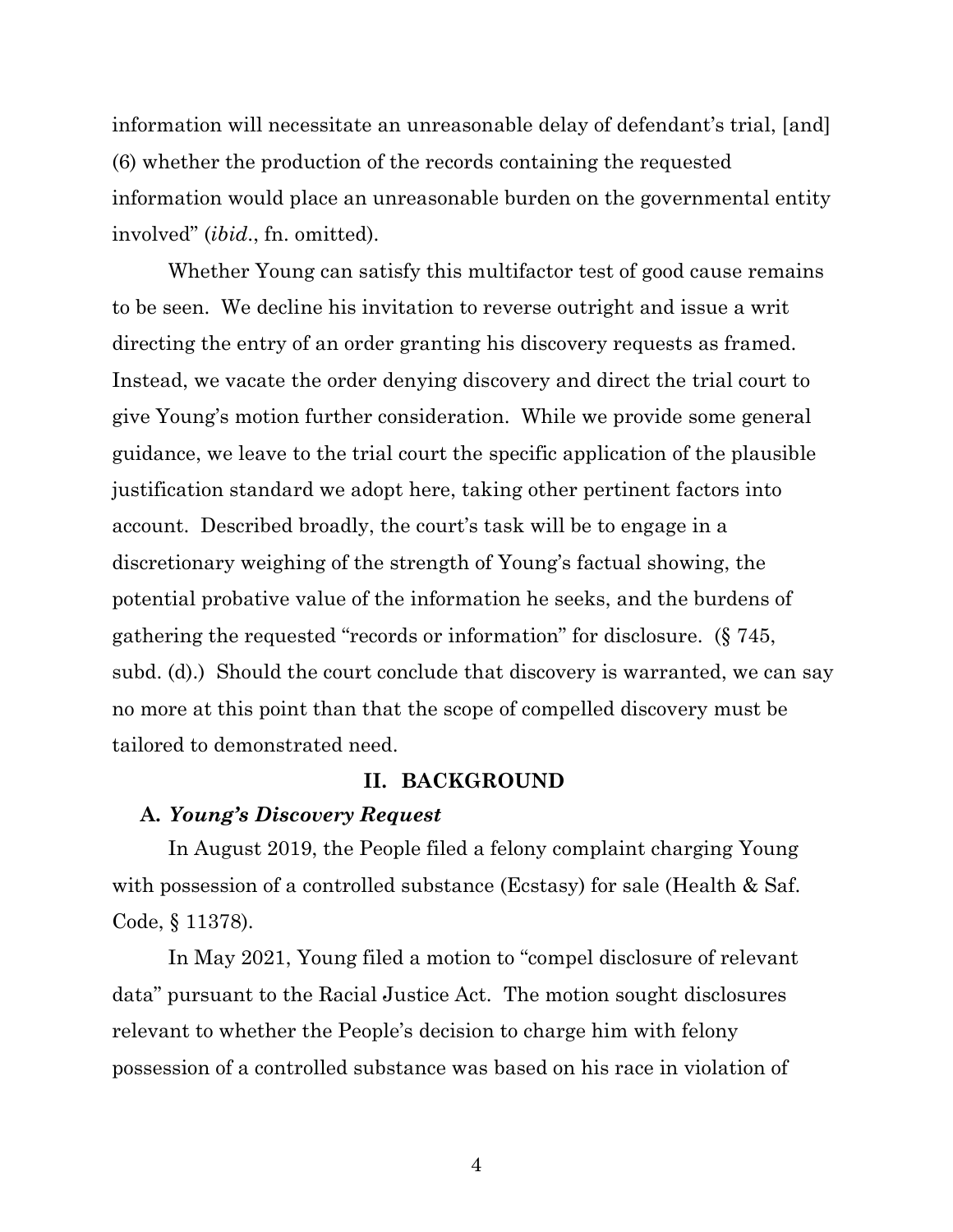information will necessitate an unreasonable delay of defendant's trial, [and] (6) whether the production of the records containing the requested information would place an unreasonable burden on the governmental entity involved" (*ibid*., fn. omitted).

Whether Young can satisfy this multifactor test of good cause remains to be seen. We decline his invitation to reverse outright and issue a writ directing the entry of an order granting his discovery requests as framed. Instead, we vacate the order denying discovery and direct the trial court to give Young's motion further consideration. While we provide some general guidance, we leave to the trial court the specific application of the plausible justification standard we adopt here, taking other pertinent factors into account. Described broadly, the court's task will be to engage in a discretionary weighing of the strength of Young's factual showing, the potential probative value of the information he seeks, and the burdens of gathering the requested "records or information" for disclosure. (§ 745, subd. (d).) Should the court conclude that discovery is warranted, we can say no more at this point than that the scope of compelled discovery must be tailored to demonstrated need.

## II. BACKGROUND

### A. *Young's Discovery Request*

In August 2019, the People filed a felony complaint charging Young with possession of a controlled substance (Ecstasy) for sale (Health & Saf. Code, § 11378).

In May 2021, Young filed a motion to "compel disclosure of relevant data" pursuant to the Racial Justice Act. The motion sought disclosures relevant to whether the People's decision to charge him with felony possession of a controlled substance was based on his race in violation of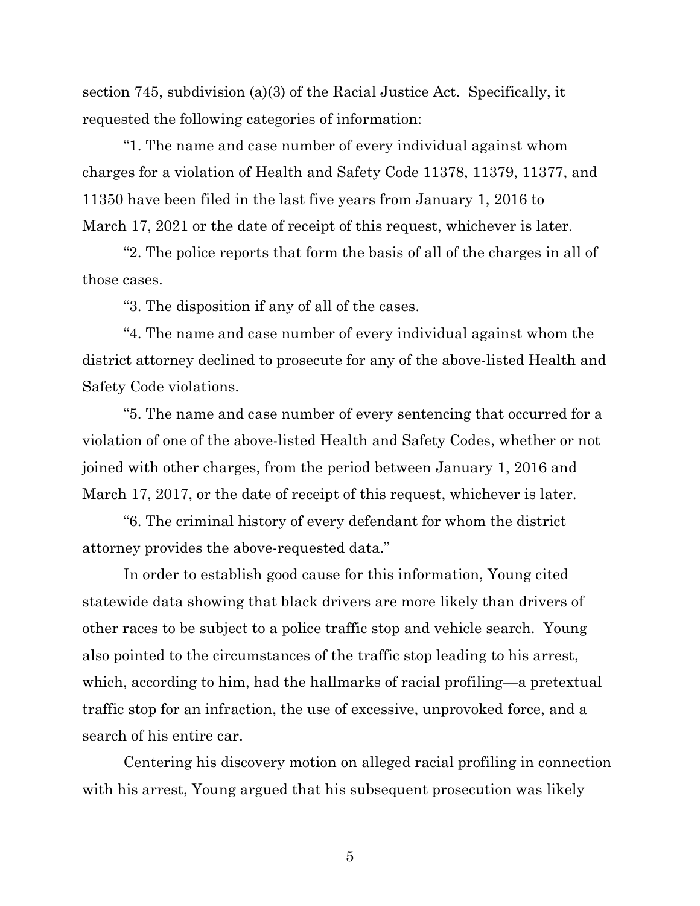section 745, subdivision (a)(3) of the Racial Justice Act. Specifically, it requested the following categories of information:

"1. The name and case number of every individual against whom charges for a violation of Health and Safety Code 11378, 11379, 11377, and 11350 have been filed in the last five years from January 1, 2016 to March 17, 2021 or the date of receipt of this request, whichever is later.

"2. The police reports that form the basis of all of the charges in all of those cases.

"3. The disposition if any of all of the cases.

"4. The name and case number of every individual against whom the district attorney declined to prosecute for any of the above-listed Health and Safety Code violations.

"5. The name and case number of every sentencing that occurred for a violation of one of the above-listed Health and Safety Codes, whether or not joined with other charges, from the period between January 1, 2016 and March 17, 2017, or the date of receipt of this request, whichever is later.

"6. The criminal history of every defendant for whom the district attorney provides the above-requested data."

In order to establish good cause for this information, Young cited statewide data showing that black drivers are more likely than drivers of other races to be subject to a police traffic stop and vehicle search. Young also pointed to the circumstances of the traffic stop leading to his arrest, which, according to him, had the hallmarks of racial profiling—a pretextual traffic stop for an infraction, the use of excessive, unprovoked force, and a search of his entire car.

Centering his discovery motion on alleged racial profiling in connection with his arrest, Young argued that his subsequent prosecution was likely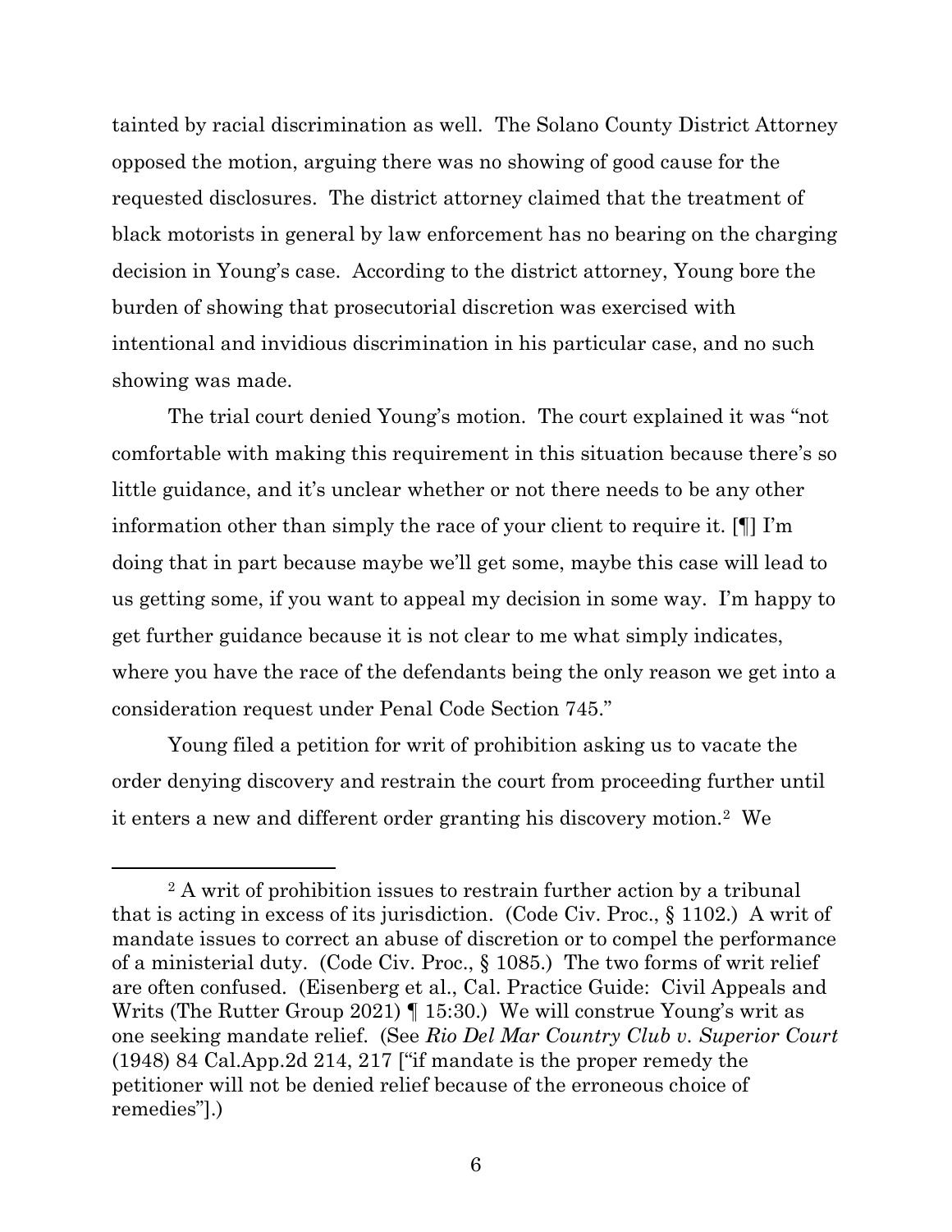tainted by racial discrimination as well. The Solano County District Attorney opposed the motion, arguing there was no showing of good cause for the requested disclosures. The district attorney claimed that the treatment of black motorists in general by law enforcement has no bearing on the charging decision in Young's case. According to the district attorney, Young bore the burden of showing that prosecutorial discretion was exercised with intentional and invidious discrimination in his particular case, and no such showing was made.

The trial court denied Young's motion. The court explained it was "not comfortable with making this requirement in this situation because there's so little guidance, and it's unclear whether or not there needs to be any other information other than simply the race of your client to require it. [¶] I'm doing that in part because maybe we'll get some, maybe this case will lead to us getting some, if you want to appeal my decision in some way. I'm happy to get further guidance because it is not clear to me what simply indicates, where you have the race of the defendants being the only reason we get into a consideration request under Penal Code Section 745."

Young filed a petition for writ of prohibition asking us to vacate the order denying discovery and restrain the court from proceeding further until it enters a new and different order granting his discovery motion.[2] We

---

[2] A writ of prohibition issues to restrain further action by a tribunal that is acting in excess of its jurisdiction. (Code Civ. Proc., § 1102.) A writ of mandate issues to correct an abuse of discretion or to compel the performance of a ministerial duty. (Code Civ. Proc., § 1085.) The two forms of writ relief are often confused. (Eisenberg et al., Cal. Practice Guide: Civil Appeals and Writs (The Rutter Group 2021) ¶ 15:30.) We will construe Young's writ as one seeking mandate relief. (See *Rio Del Mar Country Club v. Superior Court* (1948) 84 Cal.App.2d 214, 217 ["if mandate is the proper remedy the petitioner will not be denied relief because of the erroneous choice of remedies"].)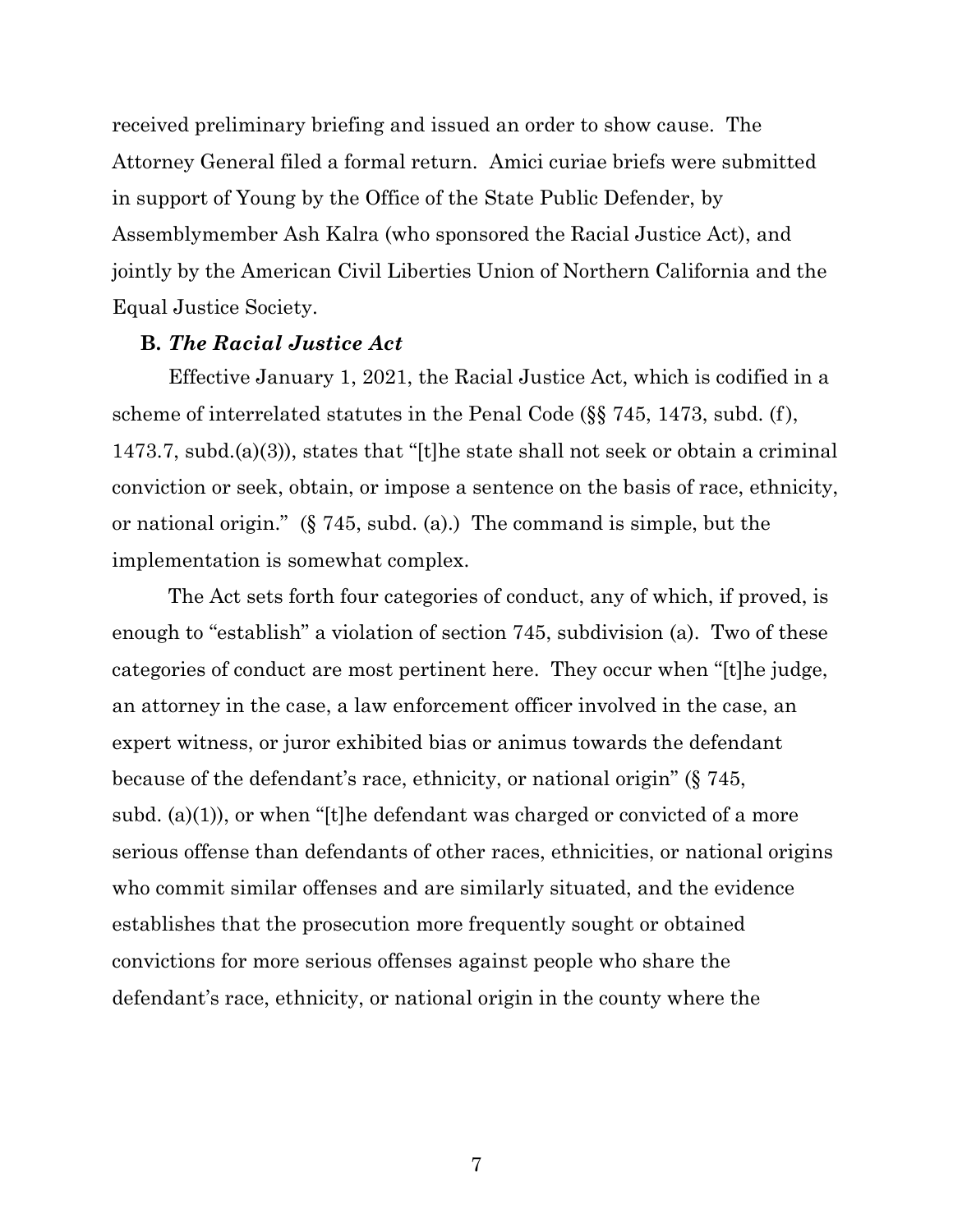received preliminary briefing and issued an order to show cause. The Attorney General filed a formal return. Amici curiae briefs were submitted in support of Young by the Office of the State Public Defender, by Assemblymember Ash Kalra (who sponsored the Racial Justice Act), and jointly by the American Civil Liberties Union of Northern California and the Equal Justice Society.

**B.** ***The Racial Justice Act***

Effective January 1, 2021, the Racial Justice Act, which is codified in a scheme of interrelated statutes in the Penal Code (§§ 745, 1473, subd. (f), 1473.7, subd.(a)(3)), states that "[t]he state shall not seek or obtain a criminal conviction or seek, obtain, or impose a sentence on the basis of race, ethnicity, or national origin." (§ 745, subd. (a).) The command is simple, but the implementation is somewhat complex.

The Act sets forth four categories of conduct, any of which, if proved, is enough to "establish" a violation of section 745, subdivision (a). Two of these categories of conduct are most pertinent here. They occur when "[t]he judge, an attorney in the case, a law enforcement officer involved in the case, an expert witness, or juror exhibited bias or animus towards the defendant because of the defendant's race, ethnicity, or national origin" (§ 745, subd. (a)(1)), or when "[t]he defendant was charged or convicted of a more serious offense than defendants of other races, ethnicities, or national origins who commit similar offenses and are similarly situated, and the evidence establishes that the prosecution more frequently sought or obtained convictions for more serious offenses against people who share the defendant's race, ethnicity, or national origin in the county where the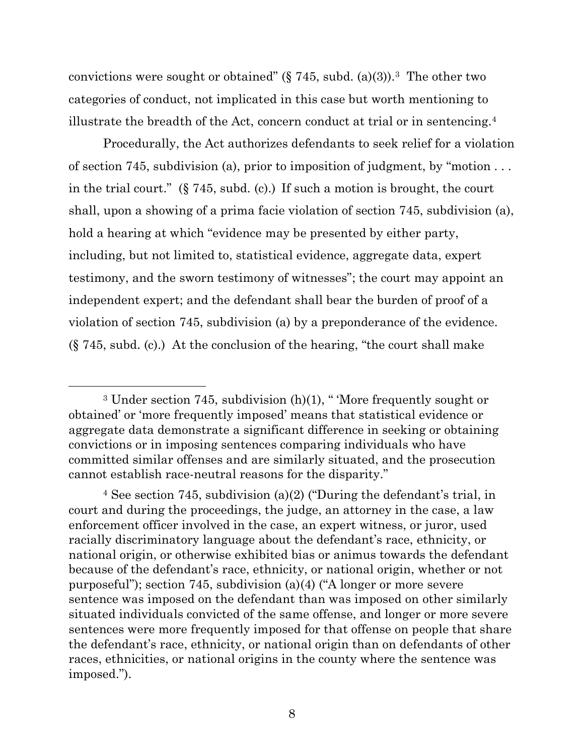convictions were sought or obtained" (§ 745, subd. (a)(3)).[3] The other two categories of conduct, not implicated in this case but worth mentioning to illustrate the breadth of the Act, concern conduct at trial or in sentencing.[4]

Procedurally, the Act authorizes defendants to seek relief for a violation of section 745, subdivision (a), prior to imposition of judgment, by "motion . . . in the trial court." (§ 745, subd. (c).) If such a motion is brought, the court shall, upon a showing of a prima facie violation of section 745, subdivision (a), hold a hearing at which "evidence may be presented by either party, including, but not limited to, statistical evidence, aggregate data, expert testimony, and the sworn testimony of witnesses"; the court may appoint an independent expert; and the defendant shall bear the burden of proof of a violation of section 745, subdivision (a) by a preponderance of the evidence. (§ 745, subd. (c).) At the conclusion of the hearing, "the court shall make

---

[3] Under section 745, subdivision (h)(1), " 'More frequently sought or obtained' or 'more frequently imposed' means that statistical evidence or aggregate data demonstrate a significant difference in seeking or obtaining convictions or in imposing sentences comparing individuals who have committed similar offenses and are similarly situated, and the prosecution cannot establish race-neutral reasons for the disparity."

[4] See section 745, subdivision (a)(2) ("During the defendant's trial, in court and during the proceedings, the judge, an attorney in the case, a law enforcement officer involved in the case, an expert witness, or juror, used racially discriminatory language about the defendant's race, ethnicity, or national origin, or otherwise exhibited bias or animus towards the defendant because of the defendant's race, ethnicity, or national origin, whether or not purposeful"); section 745, subdivision (a)(4) ("A longer or more severe sentence was imposed on the defendant than was imposed on other similarly situated individuals convicted of the same offense, and longer or more severe sentences were more frequently imposed for that offense on people that share the defendant's race, ethnicity, or national origin than on defendants of other races, ethnicities, or national origins in the county where the sentence was imposed.").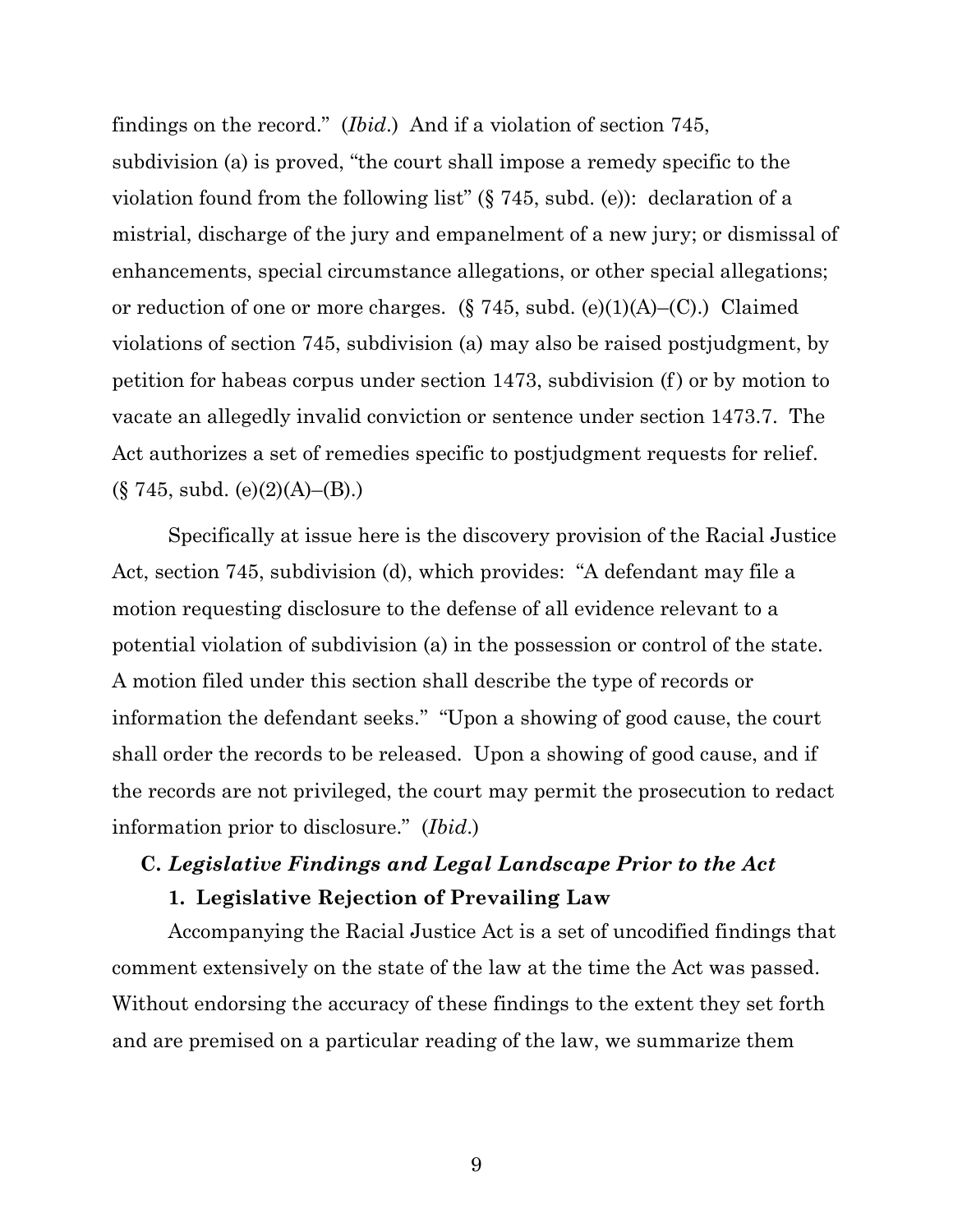findings on the record." (*Ibid*.) And if a violation of section 745, subdivision (a) is proved, "the court shall impose a remedy specific to the violation found from the following list" (§ 745, subd. (e)): declaration of a mistrial, discharge of the jury and empanelment of a new jury; or dismissal of enhancements, special circumstance allegations, or other special allegations; or reduction of one or more charges. (§ 745, subd. (e)(1)(A)–(C).) Claimed violations of section 745, subdivision (a) may also be raised postjudgment, by petition for habeas corpus under section 1473, subdivision (f) or by motion to vacate an allegedly invalid conviction or sentence under section 1473.7. The Act authorizes a set of remedies specific to postjudgment requests for relief. (§ 745, subd. (e)(2)(A)–(B).)

Specifically at issue here is the discovery provision of the Racial Justice Act, section 745, subdivision (d), which provides: "A defendant may file a motion requesting disclosure to the defense of all evidence relevant to a potential violation of subdivision (a) in the possession or control of the state. A motion filed under this section shall describe the type of records or information the defendant seeks." "Upon a showing of good cause, the court shall order the records to be released. Upon a showing of good cause, and if the records are not privileged, the court may permit the prosecution to redact information prior to disclosure." (*Ibid*.)

### C. *Legislative Findings and Legal Landscape Prior to the Act*

#### 1. Legislative Rejection of Prevailing Law

Accompanying the Racial Justice Act is a set of uncodified findings that comment extensively on the state of the law at the time the Act was passed. Without endorsing the accuracy of these findings to the extent they set forth and are premised on a particular reading of the law, we summarize them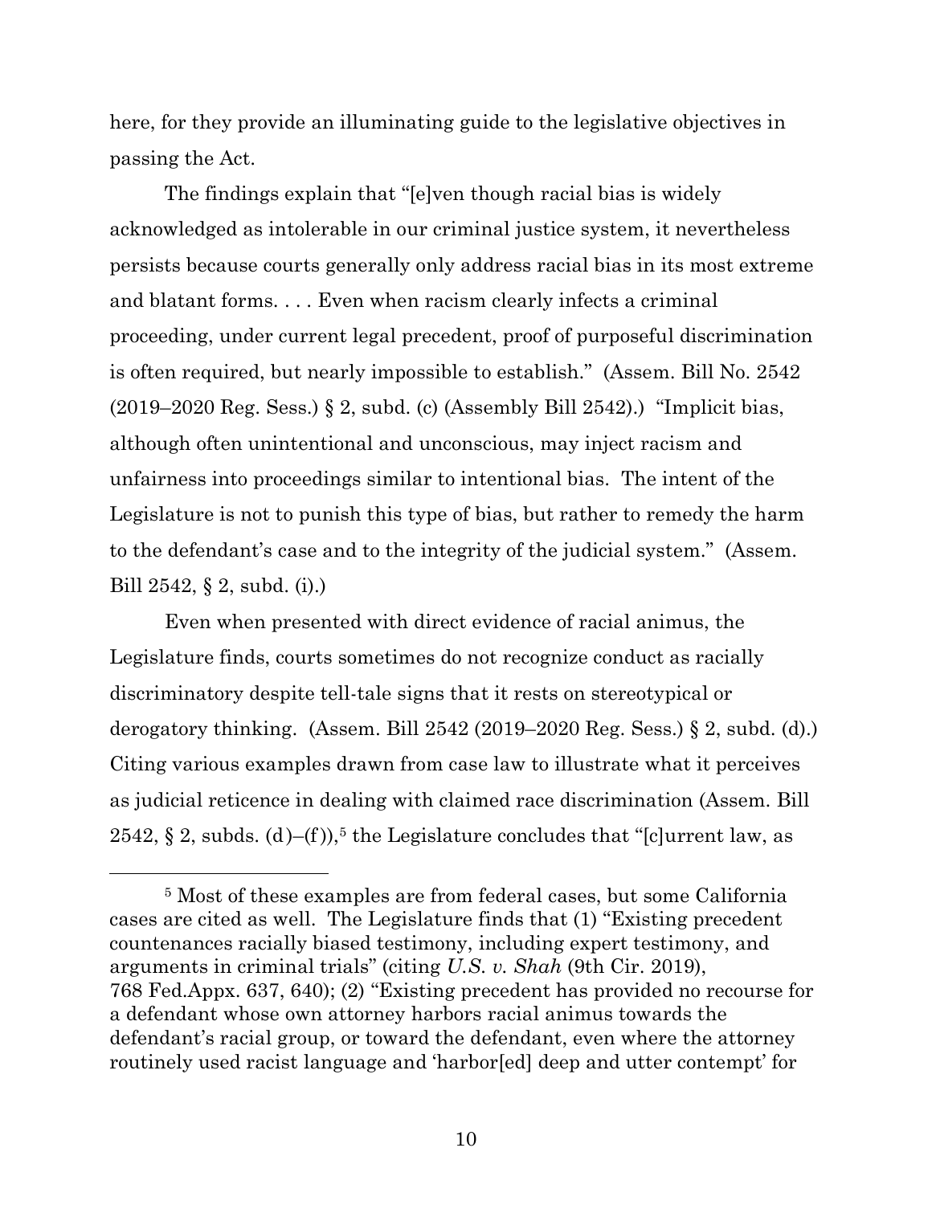here, for they provide an illuminating guide to the legislative objectives in passing the Act.

The findings explain that "[e]ven though racial bias is widely acknowledged as intolerable in our criminal justice system, it nevertheless persists because courts generally only address racial bias in its most extreme and blatant forms. . . . Even when racism clearly infects a criminal proceeding, under current legal precedent, proof of purposeful discrimination is often required, but nearly impossible to establish." (Assem. Bill No. 2542 (2019–2020 Reg. Sess.) § 2, subd. (c) (Assembly Bill 2542).) "Implicit bias, although often unintentional and unconscious, may inject racism and unfairness into proceedings similar to intentional bias. The intent of the Legislature is not to punish this type of bias, but rather to remedy the harm to the defendant's case and to the integrity of the judicial system." (Assem. Bill 2542, § 2, subd. (i).)

Even when presented with direct evidence of racial animus, the Legislature finds, courts sometimes do not recognize conduct as racially discriminatory despite tell-tale signs that it rests on stereotypical or derogatory thinking. (Assem. Bill 2542 (2019–2020 Reg. Sess.) § 2, subd. (d).) Citing various examples drawn from case law to illustrate what it perceives as judicial reticence in dealing with claimed race discrimination (Assem. Bill 2542, § 2, subds. (d)–(f)),[5] the Legislature concludes that "[c]urrent law, as

---

[5] Most of these examples are from federal cases, but some California cases are cited as well. The Legislature finds that (1) "Existing precedent countenances racially biased testimony, including expert testimony, and arguments in criminal trials" (citing *U.S. v. Shah* (9th Cir. 2019), 768 Fed.Appx. 637, 640); (2) "Existing precedent has provided no recourse for a defendant whose own attorney harbors racial animus towards the defendant's racial group, or toward the defendant, even where the attorney routinely used racist language and 'harbor[ed] deep and utter contempt' for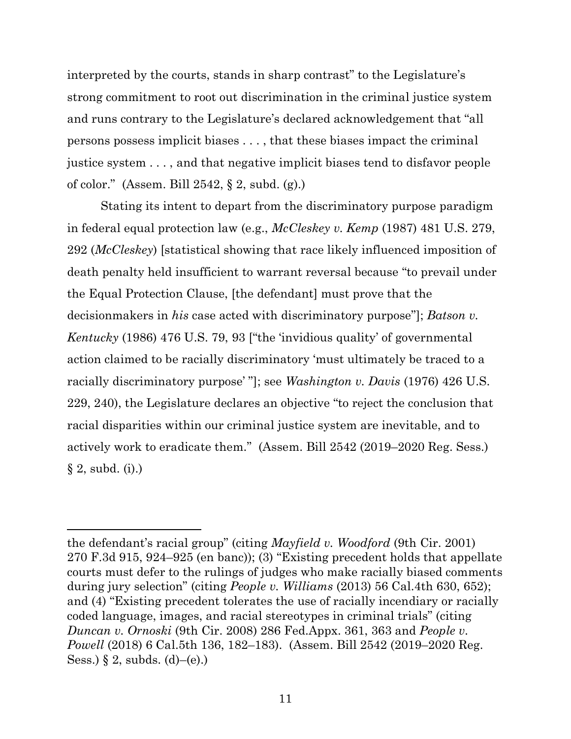interpreted by the courts, stands in sharp contrast" to the Legislature's strong commitment to root out discrimination in the criminal justice system and runs contrary to the Legislature's declared acknowledgement that "all persons possess implicit biases . . . , that these biases impact the criminal justice system . . . , and that negative implicit biases tend to disfavor people of color." (Assem. Bill 2542, § 2, subd. (g).)

Stating its intent to depart from the discriminatory purpose paradigm in federal equal protection law (e.g., *McCleskey v. Kemp* (1987) 481 U.S. 279, 292 (*McCleskey*) [statistical showing that race likely influenced imposition of death penalty held insufficient to warrant reversal because "to prevail under the Equal Protection Clause, [the defendant] must prove that the decisionmakers in *his* case acted with discriminatory purpose"]; *Batson v. Kentucky* (1986) 476 U.S. 79, 93 ["the 'invidious quality' of governmental action claimed to be racially discriminatory 'must ultimately be traced to a racially discriminatory purpose' "]; see *Washington v. Davis* (1976) 426 U.S. 229, 240), the Legislature declares an objective "to reject the conclusion that racial disparities within our criminal justice system are inevitable, and to actively work to eradicate them." (Assem. Bill 2542 (2019–2020 Reg. Sess.) § 2, subd. (i).)

---

the defendant's racial group" (citing *Mayfield v. Woodford* (9th Cir. 2001) 270 F.3d 915, 924–925 (en banc)); (3) "Existing precedent holds that appellate courts must defer to the rulings of judges who make racially biased comments during jury selection" (citing *People v. Williams* (2013) 56 Cal.4th 630, 652); and (4) "Existing precedent tolerates the use of racially incendiary or racially coded language, images, and racial stereotypes in criminal trials" (citing *Duncan v. Ornoski* (9th Cir. 2008) 286 Fed.Appx. 361, 363 and *People v. Powell* (2018) 6 Cal.5th 136, 182–183). (Assem. Bill 2542 (2019–2020 Reg. Sess.) § 2, subds. (d)–(e).)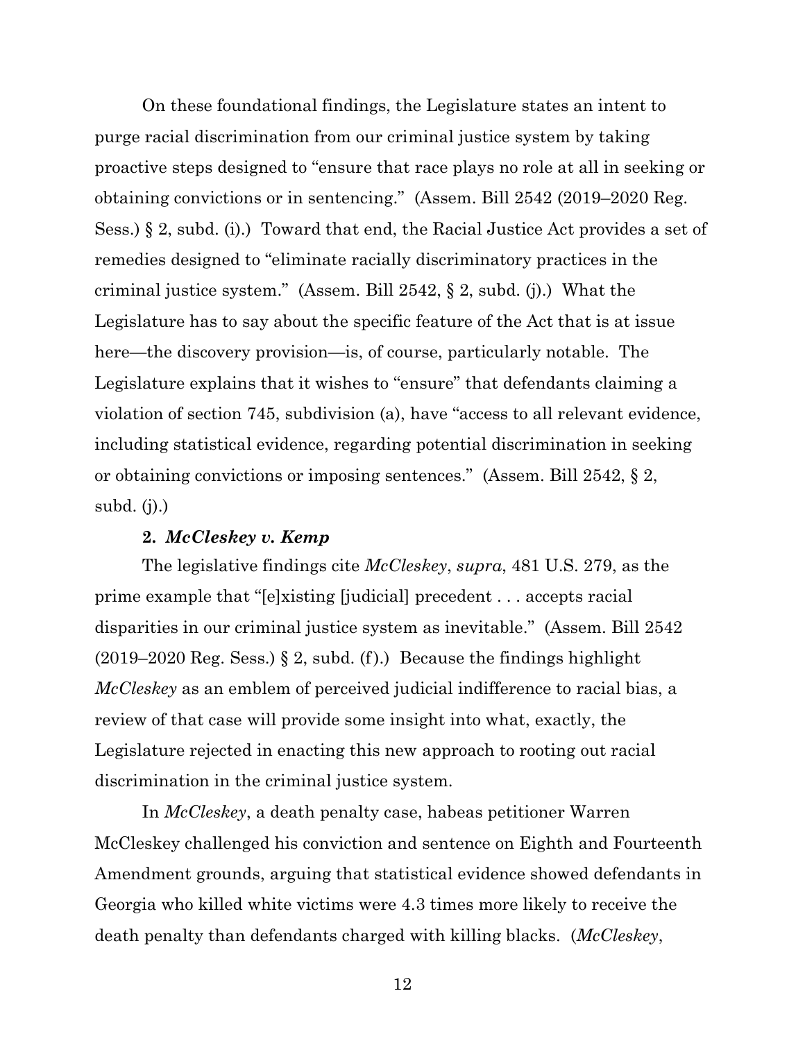On these foundational findings, the Legislature states an intent to purge racial discrimination from our criminal justice system by taking proactive steps designed to "ensure that race plays no role at all in seeking or obtaining convictions or in sentencing." (Assem. Bill 2542 (2019–2020 Reg. Sess.) § 2, subd. (i).) Toward that end, the Racial Justice Act provides a set of remedies designed to "eliminate racially discriminatory practices in the criminal justice system." (Assem. Bill 2542, § 2, subd. (j).) What the Legislature has to say about the specific feature of the Act that is at issue here—the discovery provision—is, of course, particularly notable. The Legislature explains that it wishes to "ensure" that defendants claiming a violation of section 745, subdivision (a), have "access to all relevant evidence, including statistical evidence, regarding potential discrimination in seeking or obtaining convictions or imposing sentences." (Assem. Bill 2542, § 2, subd. (j).)

**2. *McCleskey v. Kemp***

The legislative findings cite *McCleskey*, *supra*, 481 U.S. 279, as the prime example that "[e]xisting [judicial] precedent . . . accepts racial disparities in our criminal justice system as inevitable." (Assem. Bill 2542 (2019–2020 Reg. Sess.) § 2, subd. (f).) Because the findings highlight *McCleskey* as an emblem of perceived judicial indifference to racial bias, a review of that case will provide some insight into what, exactly, the Legislature rejected in enacting this new approach to rooting out racial discrimination in the criminal justice system.

In *McCleskey*, a death penalty case, habeas petitioner Warren McCleskey challenged his conviction and sentence on Eighth and Fourteenth Amendment grounds, arguing that statistical evidence showed defendants in Georgia who killed white victims were 4.3 times more likely to receive the death penalty than defendants charged with killing blacks. (*McCleskey*,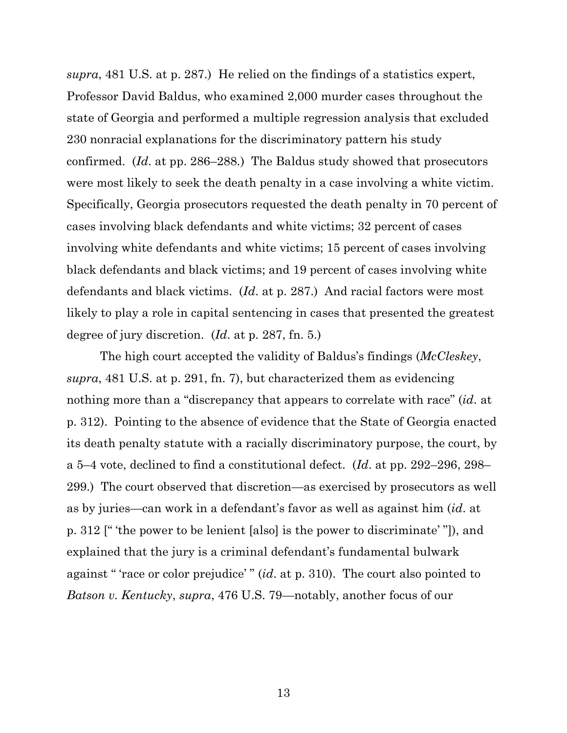*supra*, 481 U.S. at p. 287.) He relied on the findings of a statistics expert, Professor David Baldus, who examined 2,000 murder cases throughout the state of Georgia and performed a multiple regression analysis that excluded 230 nonracial explanations for the discriminatory pattern his study confirmed. (*Id*. at pp. 286–288.) The Baldus study showed that prosecutors were most likely to seek the death penalty in a case involving a white victim. Specifically, Georgia prosecutors requested the death penalty in 70 percent of cases involving black defendants and white victims; 32 percent of cases involving white defendants and white victims; 15 percent of cases involving black defendants and black victims; and 19 percent of cases involving white defendants and black victims. (*Id*. at p. 287.) And racial factors were most likely to play a role in capital sentencing in cases that presented the greatest degree of jury discretion. (*Id*. at p. 287, fn. 5.)

The high court accepted the validity of Baldus's findings (*McCleskey*, *supra*, 481 U.S. at p. 291, fn. 7), but characterized them as evidencing nothing more than a "discrepancy that appears to correlate with race" (*id*. at p. 312). Pointing to the absence of evidence that the State of Georgia enacted its death penalty statute with a racially discriminatory purpose, the court, by a 5–4 vote, declined to find a constitutional defect. (*Id*. at pp. 292–296, 298–299.) The court observed that discretion—as exercised by prosecutors as well as by juries—can work in a defendant's favor as well as against him (*id*. at p. 312 [" 'the power to be lenient [also] is the power to discriminate' "]), and explained that the jury is a criminal defendant's fundamental bulwark against " 'race or color prejudice' " (*id*. at p. 310). The court also pointed to *Batson v. Kentucky*, *supra*, 476 U.S. 79—notably, another focus of our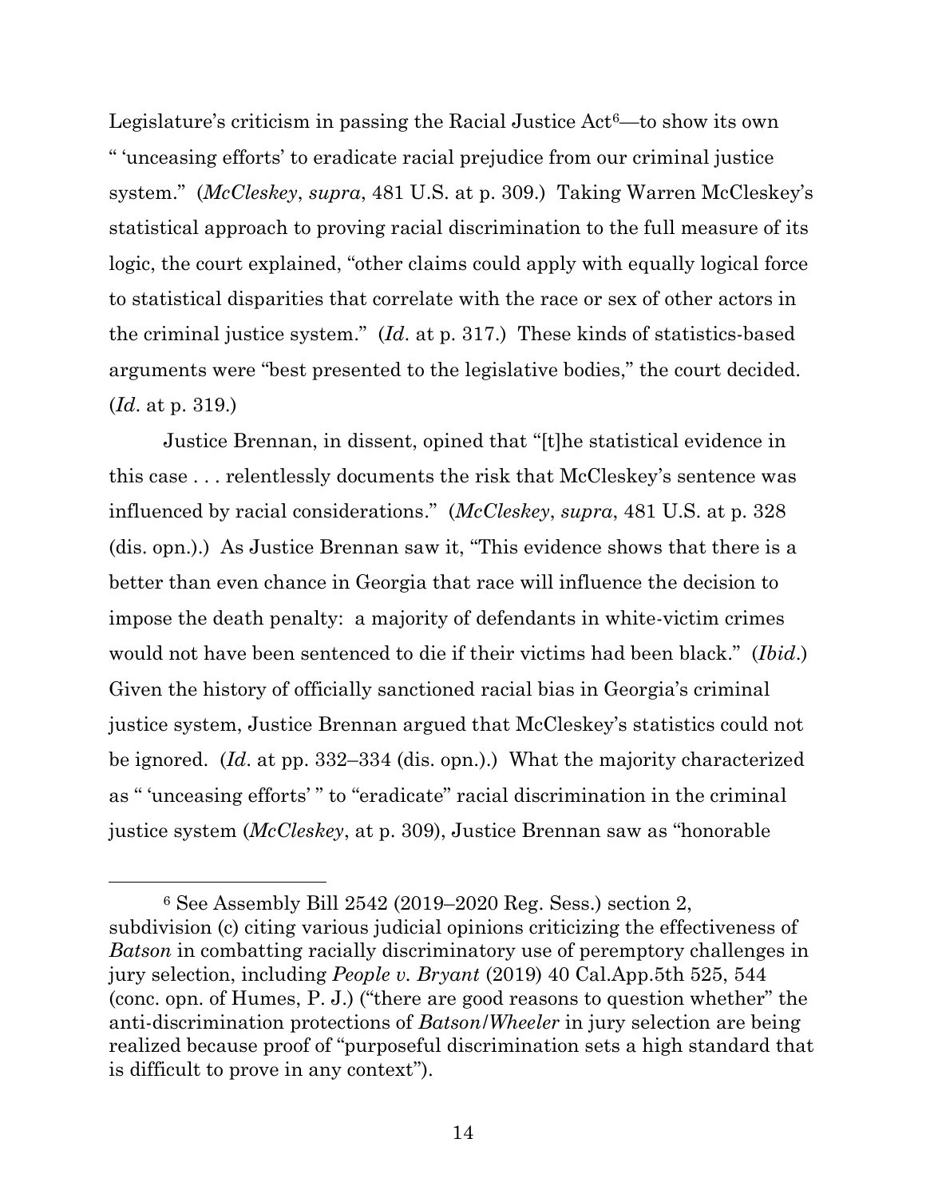Legislature's criticism in passing the Racial Justice Act[6]—to show its own " 'unceasing efforts' to eradicate racial prejudice from our criminal justice system." (*McCleskey*, *supra*, 481 U.S. at p. 309.) Taking Warren McCleskey's statistical approach to proving racial discrimination to the full measure of its logic, the court explained, "other claims could apply with equally logical force to statistical disparities that correlate with the race or sex of other actors in the criminal justice system." (*Id*. at p. 317.) These kinds of statistics-based arguments were "best presented to the legislative bodies," the court decided. (*Id*. at p. 319.)

Justice Brennan, in dissent, opined that "[t]he statistical evidence in this case . . . relentlessly documents the risk that McCleskey's sentence was influenced by racial considerations." (*McCleskey*, *supra*, 481 U.S. at p. 328 (dis. opn.).) As Justice Brennan saw it, "This evidence shows that there is a better than even chance in Georgia that race will influence the decision to impose the death penalty: a majority of defendants in white-victim crimes would not have been sentenced to die if their victims had been black." (*Ibid*.) Given the history of officially sanctioned racial bias in Georgia's criminal justice system, Justice Brennan argued that McCleskey's statistics could not be ignored. (*Id*. at pp. 332–334 (dis. opn.).) What the majority characterized as " 'unceasing efforts' " to "eradicate" racial discrimination in the criminal justice system (*McCleskey*, at p. 309), Justice Brennan saw as "honorable

---

[6] See Assembly Bill 2542 (2019–2020 Reg. Sess.) section 2, subdivision (c) citing various judicial opinions criticizing the effectiveness of *Batson* in combatting racially discriminatory use of peremptory challenges in jury selection, including *People v. Bryant* (2019) 40 Cal.App.5th 525, 544 (conc. opn. of Humes, P. J.) ("there are good reasons to question whether" the anti-discrimination protections of *Batson*/*Wheeler* in jury selection are being realized because proof of "purposeful discrimination sets a high standard that is difficult to prove in any context").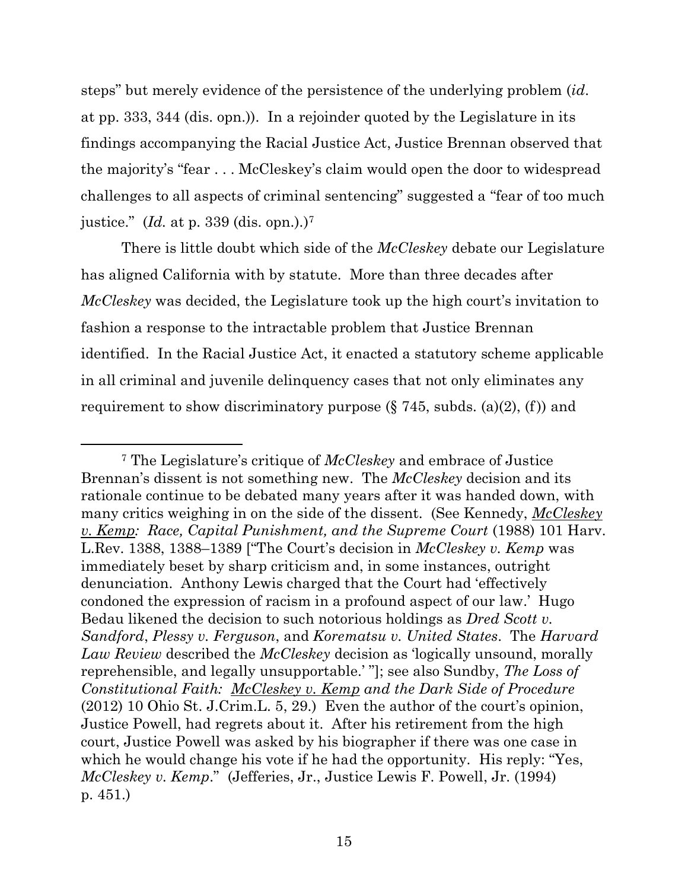steps" but merely evidence of the persistence of the underlying problem (*id*. at pp. 333, 344 (dis. opn.)). In a rejoinder quoted by the Legislature in its findings accompanying the Racial Justice Act, Justice Brennan observed that the majority's "fear . . . McCleskey's claim would open the door to widespread challenges to all aspects of criminal sentencing" suggested a "fear of too much justice." (*Id.* at p. 339 (dis. opn.).)[7]

There is little doubt which side of the *McCleskey* debate our Legislature has aligned California with by statute. More than three decades after *McCleskey* was decided, the Legislature took up the high court's invitation to fashion a response to the intractable problem that Justice Brennan identified. In the Racial Justice Act, it enacted a statutory scheme applicable in all criminal and juvenile delinquency cases that not only eliminates any requirement to show discriminatory purpose (§ 745, subds. (a)(2), (f)) and

---

[7] The Legislature's critique of *McCleskey* and embrace of Justice Brennan's dissent is not something new. The *McCleskey* decision and its rationale continue to be debated many years after it was handed down, with many critics weighing in on the side of the dissent. (See Kennedy, *McCleskey v. Kemp: Race, Capital Punishment, and the Supreme Court* (1988) 101 Harv. L.Rev. 1388, 1388–1389 ["The Court's decision in *McCleskey v. Kemp* was immediately beset by sharp criticism and, in some instances, outright denunciation. Anthony Lewis charged that the Court had 'effectively condoned the expression of racism in a profound aspect of our law.' Hugo Bedau likened the decision to such notorious holdings as *Dred Scott v. Sandford*, *Plessy v. Ferguson*, and *Korematsu v. United States*. The *Harvard Law Review* described the *McCleskey* decision as 'logically unsound, morally reprehensible, and legally unsupportable.' "]; see also Sundby, *The Loss of Constitutional Faith: McCleskey v. Kemp and the Dark Side of Procedure* (2012) 10 Ohio St. J.Crim.L. 5, 29.) Even the author of the court's opinion, Justice Powell, had regrets about it. After his retirement from the high court, Justice Powell was asked by his biographer if there was one case in which he would change his vote if he had the opportunity. His reply: "Yes, *McCleskey v. Kemp*." (Jefferies, Jr., Justice Lewis F. Powell, Jr. (1994) p. 451.)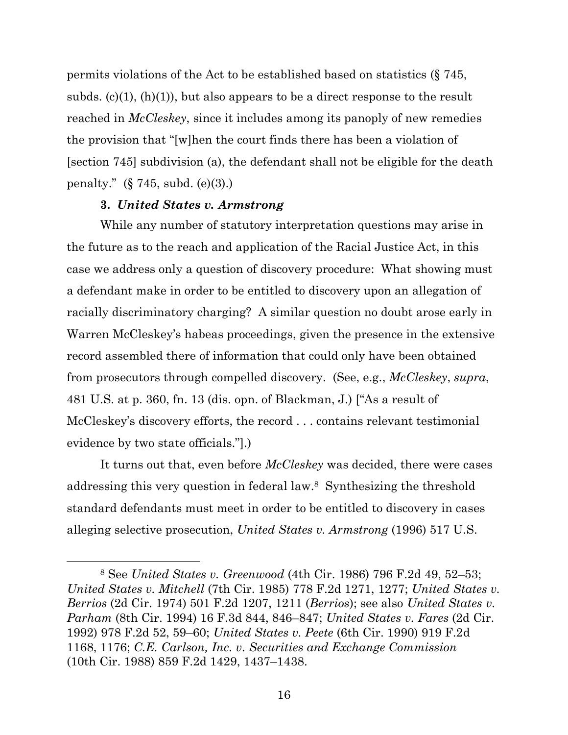permits violations of the Act to be established based on statistics (§ 745, subds. (c)(1), (h)(1)), but also appears to be a direct response to the result reached in *McCleskey*, since it includes among its panoply of new remedies the provision that "[w]hen the court finds there has been a violation of [section 745] subdivision (a), the defendant shall not be eligible for the death penalty." (§ 745, subd. (e)(3).)

**3. *United States v. Armstrong***

While any number of statutory interpretation questions may arise in the future as to the reach and application of the Racial Justice Act, in this case we address only a question of discovery procedure: What showing must a defendant make in order to be entitled to discovery upon an allegation of racially discriminatory charging? A similar question no doubt arose early in Warren McCleskey's habeas proceedings, given the presence in the extensive record assembled there of information that could only have been obtained from prosecutors through compelled discovery. (See, e.g., *McCleskey*, *supra*, 481 U.S. at p. 360, fn. 13 (dis. opn. of Blackman, J.) ["As a result of McCleskey's discovery efforts, the record . . . contains relevant testimonial evidence by two state officials."].)

It turns out that, even before *McCleskey* was decided, there were cases addressing this very question in federal law.[8] Synthesizing the threshold standard defendants must meet in order to be entitled to discovery in cases alleging selective prosecution, *United States v. Armstrong* (1996) 517 U.S.

---

[8] See *United States v. Greenwood* (4th Cir. 1986) 796 F.2d 49, 52–53; *United States v. Mitchell* (7th Cir. 1985) 778 F.2d 1271, 1277; *United States v. Berrios* (2d Cir. 1974) 501 F.2d 1207, 1211 (*Berrios*); see also *United States v. Parham* (8th Cir. 1994) 16 F.3d 844, 846–847; *United States v. Fares* (2d Cir. 1992) 978 F.2d 52, 59–60; *United States v. Peete* (6th Cir. 1990) 919 F.2d 1168, 1176; *C.E. Carlson, Inc. v. Securities and Exchange Commission* (10th Cir. 1988) 859 F.2d 1429, 1437–1438.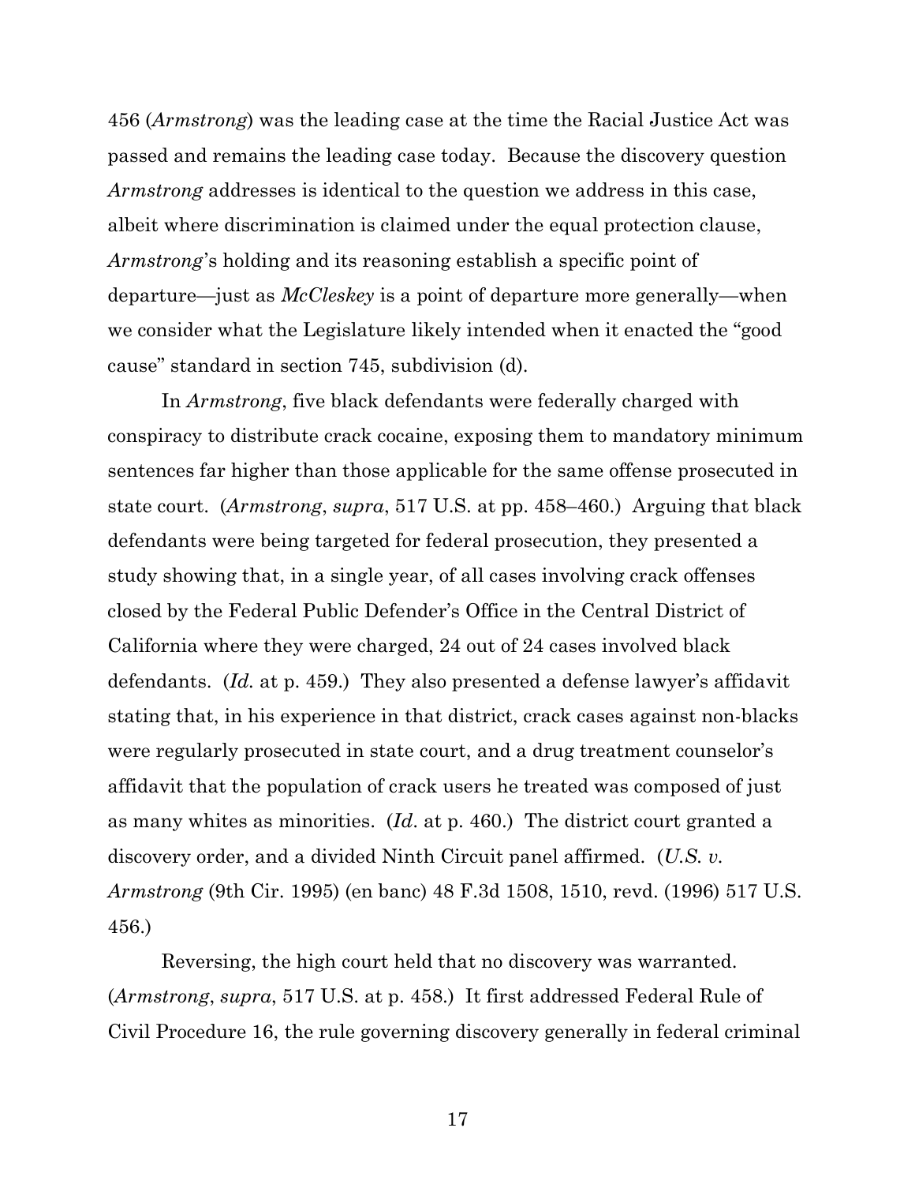456 (*Armstrong*) was the leading case at the time the Racial Justice Act was passed and remains the leading case today. Because the discovery question *Armstrong* addresses is identical to the question we address in this case, albeit where discrimination is claimed under the equal protection clause, *Armstrong*'s holding and its reasoning establish a specific point of departure—just as *McCleskey* is a point of departure more generally—when we consider what the Legislature likely intended when it enacted the "good cause" standard in section 745, subdivision (d).

In *Armstrong*, five black defendants were federally charged with conspiracy to distribute crack cocaine, exposing them to mandatory minimum sentences far higher than those applicable for the same offense prosecuted in state court. (*Armstrong*, *supra*, 517 U.S. at pp. 458–460.) Arguing that black defendants were being targeted for federal prosecution, they presented a study showing that, in a single year, of all cases involving crack offenses closed by the Federal Public Defender's Office in the Central District of California where they were charged, 24 out of 24 cases involved black defendants. (*Id.* at p. 459.) They also presented a defense lawyer's affidavit stating that, in his experience in that district, crack cases against non-blacks were regularly prosecuted in state court, and a drug treatment counselor's affidavit that the population of crack users he treated was composed of just as many whites as minorities. (*Id.* at p. 460.) The district court granted a discovery order, and a divided Ninth Circuit panel affirmed. (*U.S. v. Armstrong* (9th Cir. 1995) (en banc) 48 F.3d 1508, 1510, revd. (1996) 517 U.S. 456.)

Reversing, the high court held that no discovery was warranted. (*Armstrong*, *supra*, 517 U.S. at p. 458.) It first addressed Federal Rule of Civil Procedure 16, the rule governing discovery generally in federal criminal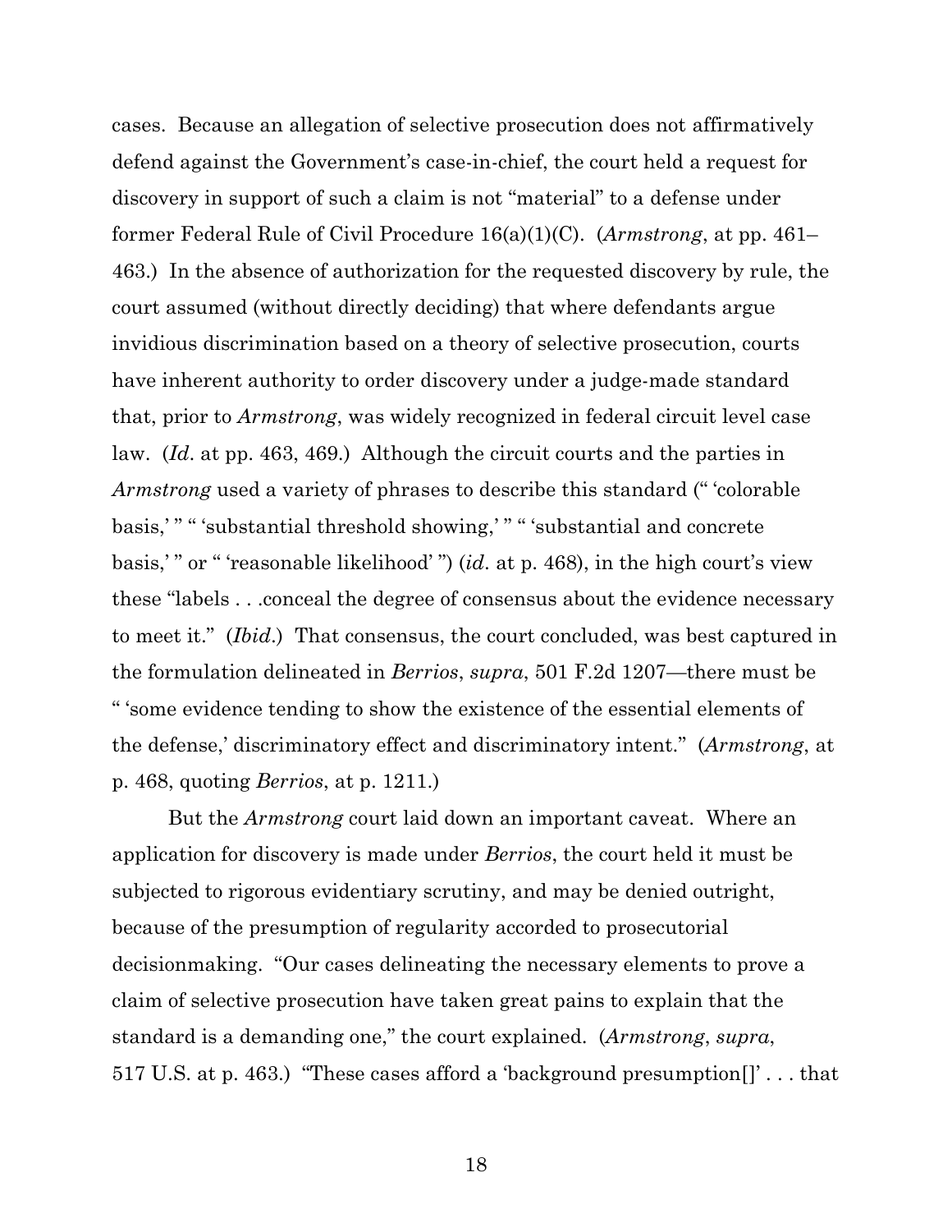cases. Because an allegation of selective prosecution does not affirmatively defend against the Government's case-in-chief, the court held a request for discovery in support of such a claim is not "material" to a defense under former Federal Rule of Civil Procedure 16(a)(1)(C). (*Armstrong*, at pp. 461–463.) In the absence of authorization for the requested discovery by rule, the court assumed (without directly deciding) that where defendants argue invidious discrimination based on a theory of selective prosecution, courts have inherent authority to order discovery under a judge-made standard that, prior to *Armstrong*, was widely recognized in federal circuit level case law. (*Id*. at pp. 463, 469.) Although the circuit courts and the parties in *Armstrong* used a variety of phrases to describe this standard (" 'colorable basis,' " " 'substantial threshold showing,' " " 'substantial and concrete basis,' " or " 'reasonable likelihood' ") (*id*. at p. 468), in the high court's view these "labels . . .conceal the degree of consensus about the evidence necessary to meet it." (*Ibid*.) That consensus, the court concluded, was best captured in the formulation delineated in *Berrios*, *supra*, 501 F.2d 1207—there must be " 'some evidence tending to show the existence of the essential elements of the defense,' discriminatory effect and discriminatory intent." (*Armstrong*, at p. 468, quoting *Berrios*, at p. 1211.)

But the *Armstrong* court laid down an important caveat. Where an application for discovery is made under *Berrios*, the court held it must be subjected to rigorous evidentiary scrutiny, and may be denied outright, because of the presumption of regularity accorded to prosecutorial decisionmaking. "Our cases delineating the necessary elements to prove a claim of selective prosecution have taken great pains to explain that the standard is a demanding one," the court explained. (*Armstrong*, *supra*, 517 U.S. at p. 463.) "These cases afford a 'background presumption[]' . . . that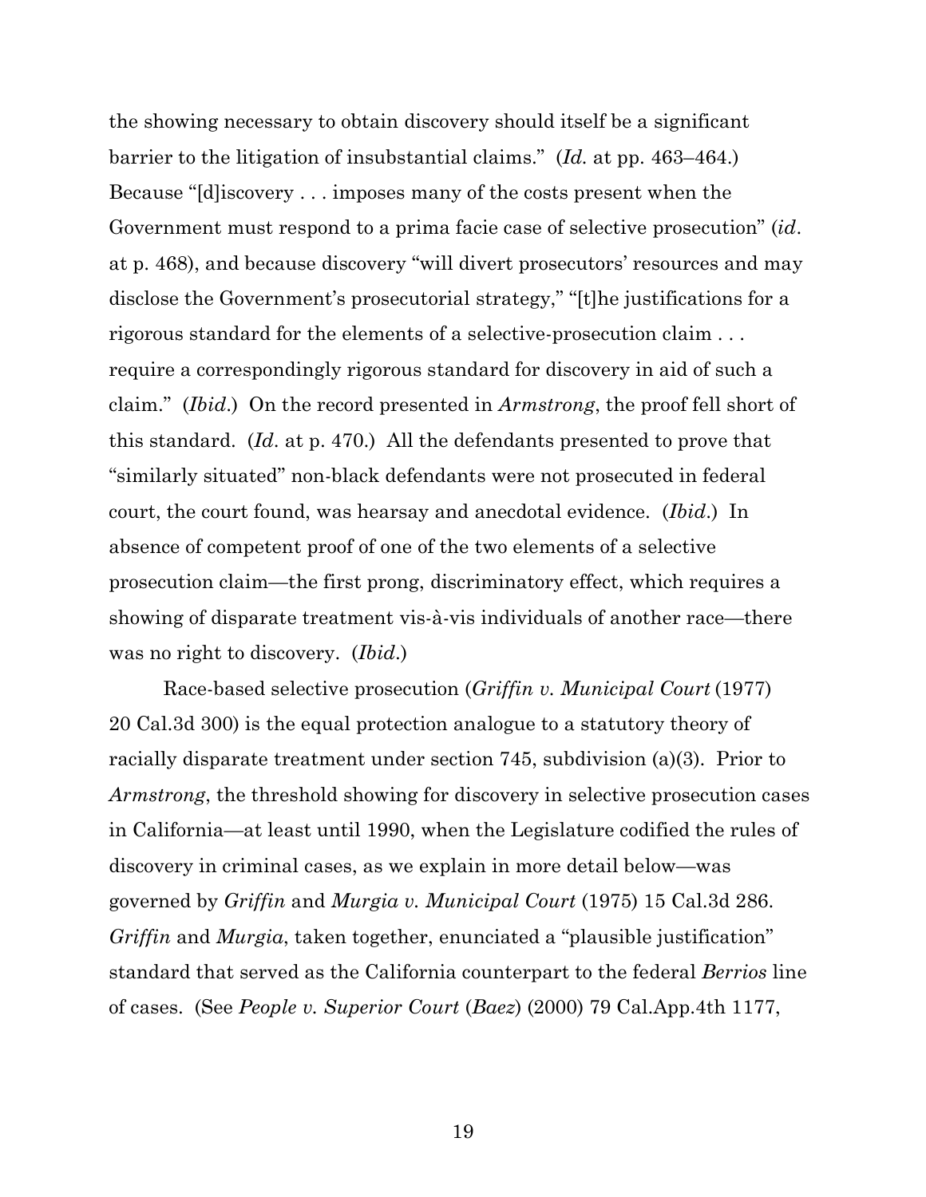the showing necessary to obtain discovery should itself be a significant barrier to the litigation of insubstantial claims." (*Id.* at pp. 463–464.) Because "[d]iscovery . . . imposes many of the costs present when the Government must respond to a prima facie case of selective prosecution" (*id*. at p. 468), and because discovery "will divert prosecutors' resources and may disclose the Government's prosecutorial strategy," "[t]he justifications for a rigorous standard for the elements of a selective-prosecution claim . . . require a correspondingly rigorous standard for discovery in aid of such a claim." (*Ibid*.) On the record presented in *Armstrong*, the proof fell short of this standard. (*Id*. at p. 470.) All the defendants presented to prove that "similarly situated" non-black defendants were not prosecuted in federal court, the court found, was hearsay and anecdotal evidence. (*Ibid*.) In absence of competent proof of one of the two elements of a selective prosecution claim—the first prong, discriminatory effect, which requires a showing of disparate treatment vis-à-vis individuals of another race—there was no right to discovery. (*Ibid*.)

Race-based selective prosecution (*Griffin v. Municipal Court* (1977) 20 Cal.3d 300) is the equal protection analogue to a statutory theory of racially disparate treatment under section 745, subdivision (a)(3). Prior to *Armstrong*, the threshold showing for discovery in selective prosecution cases in California—at least until 1990, when the Legislature codified the rules of discovery in criminal cases, as we explain in more detail below—was governed by *Griffin* and *Murgia v. Municipal Court* (1975) 15 Cal.3d 286. *Griffin* and *Murgia*, taken together, enunciated a "plausible justification" standard that served as the California counterpart to the federal *Berrios* line of cases. (See *People v. Superior Court* (*Baez*) (2000) 79 Cal.App.4th 1177,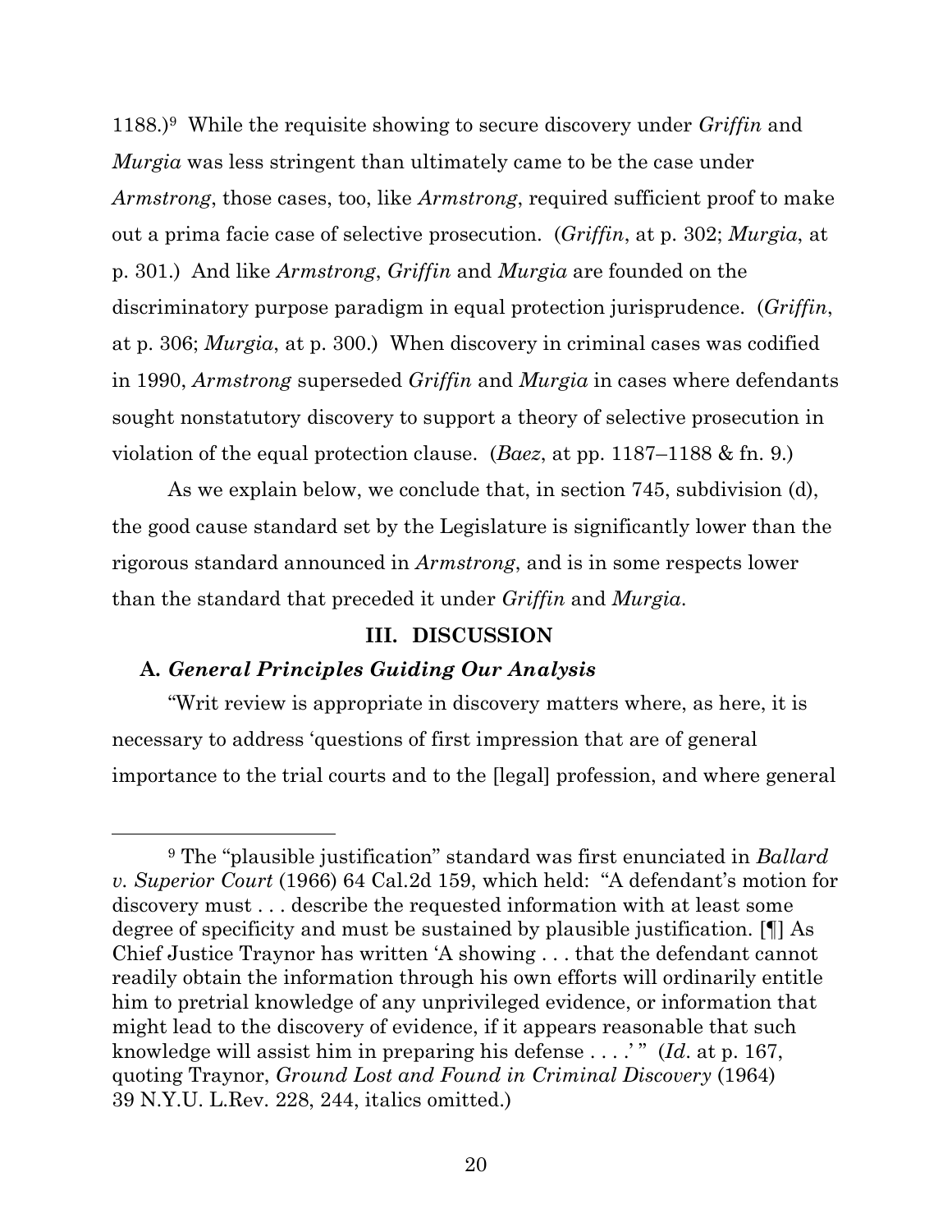1188.)[9] While the requisite showing to secure discovery under *Griffin* and *Murgia* was less stringent than ultimately came to be the case under *Armstrong*, those cases, too, like *Armstrong*, required sufficient proof to make out a prima facie case of selective prosecution. (*Griffin*, at p. 302; *Murgia*, at p. 301.) And like *Armstrong*, *Griffin* and *Murgia* are founded on the discriminatory purpose paradigm in equal protection jurisprudence. (*Griffin*, at p. 306; *Murgia*, at p. 300.) When discovery in criminal cases was codified in 1990, *Armstrong* superseded *Griffin* and *Murgia* in cases where defendants sought nonstatutory discovery to support a theory of selective prosecution in violation of the equal protection clause. (*Baez*, at pp. 1187–1188 & fn. 9.)

As we explain below, we conclude that, in section 745, subdivision (d), the good cause standard set by the Legislature is significantly lower than the rigorous standard announced in *Armstrong*, and is in some respects lower than the standard that preceded it under *Griffin* and *Murgia*.

## III. DISCUSSION

### A. *General Principles Guiding Our Analysis*

"Writ review is appropriate in discovery matters where, as here, it is necessary to address 'questions of first impression that are of general importance to the trial courts and to the [legal] profession, and where general

---

[9] The "plausible justification" standard was first enunciated in *Ballard v. Superior Court* (1966) 64 Cal.2d 159, which held: "A defendant's motion for discovery must . . . describe the requested information with at least some degree of specificity and must be sustained by plausible justification. [¶] As Chief Justice Traynor has written 'A showing . . . that the defendant cannot readily obtain the information through his own efforts will ordinarily entitle him to pretrial knowledge of any unprivileged evidence, or information that might lead to the discovery of evidence, if it appears reasonable that such knowledge will assist him in preparing his defense . . . .' " (*Id*. at p. 167, quoting Traynor, *Ground Lost and Found in Criminal Discovery* (1964) 39 N.Y.U. L.Rev. 228, 244, italics omitted.)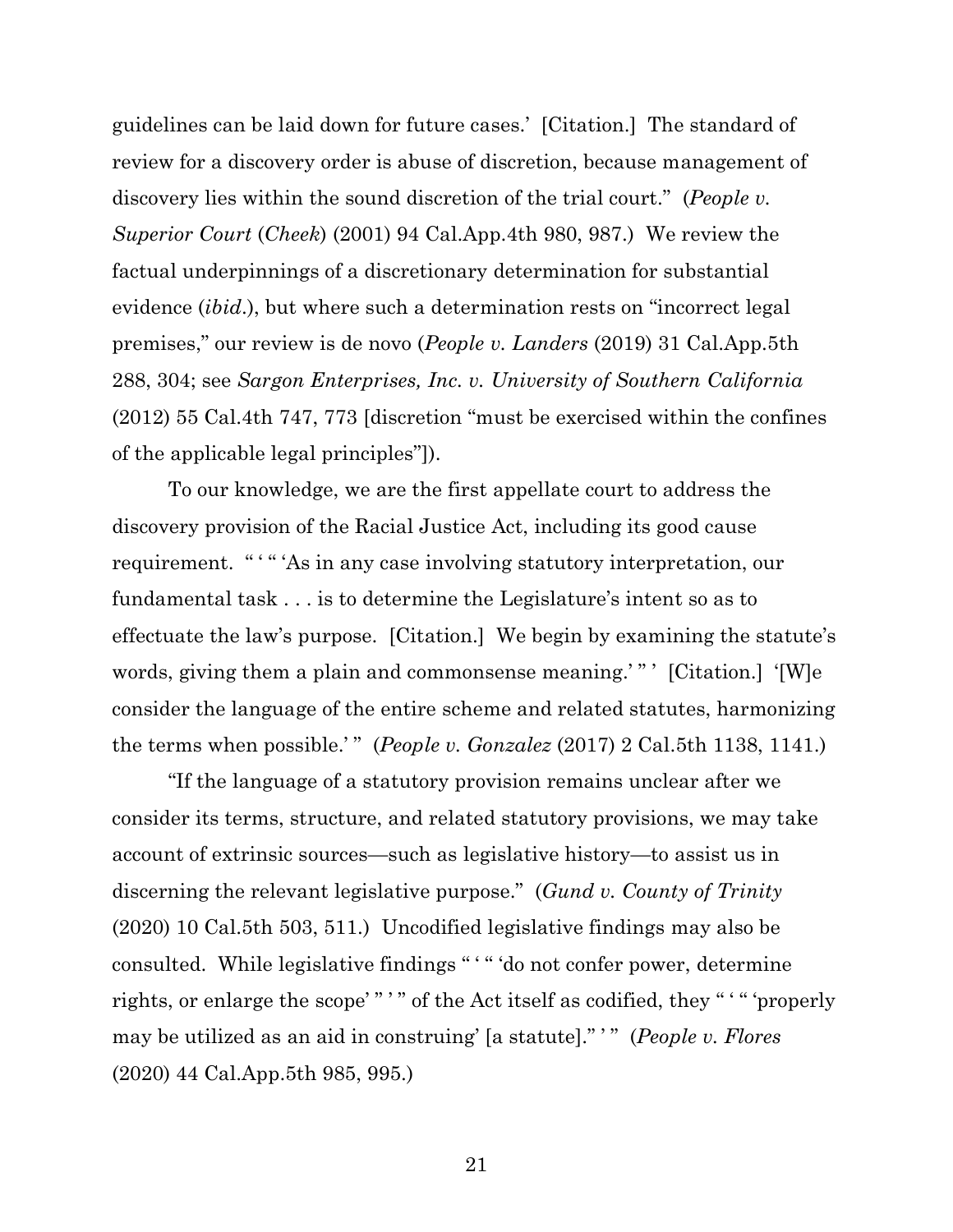guidelines can be laid down for future cases.' [Citation.] The standard of review for a discovery order is abuse of discretion, because management of discovery lies within the sound discretion of the trial court." (*People v. Superior Court* (*Cheek*) (2001) 94 Cal.App.4th 980, 987.) We review the factual underpinnings of a discretionary determination for substantial evidence (*ibid*.), but where such a determination rests on "incorrect legal premises," our review is de novo (*People v. Landers* (2019) 31 Cal.App.5th 288, 304; see *Sargon Enterprises, Inc. v. University of Southern California* (2012) 55 Cal.4th 747, 773 [discretion "must be exercised within the confines of the applicable legal principles"]).

To our knowledge, we are the first appellate court to address the discovery provision of the Racial Justice Act, including its good cause requirement. " ' " 'As in any case involving statutory interpretation, our fundamental task . . . is to determine the Legislature's intent so as to effectuate the law's purpose. [Citation.] We begin by examining the statute's words, giving them a plain and commonsense meaning.' " ' [Citation.] '[W]e consider the language of the entire scheme and related statutes, harmonizing the terms when possible.' " (*People v. Gonzalez* (2017) 2 Cal.5th 1138, 1141.)

"If the language of a statutory provision remains unclear after we consider its terms, structure, and related statutory provisions, we may take account of extrinsic sources—such as legislative history—to assist us in discerning the relevant legislative purpose." (*Gund v. County of Trinity* (2020) 10 Cal.5th 503, 511.) Uncodified legislative findings may also be consulted. While legislative findings " ' " 'do not confer power, determine rights, or enlarge the scope' " ' " of the Act itself as codified, they " ' " 'properly may be utilized as an aid in construing' [a statute]." ' " (*People v. Flores* (2020) 44 Cal.App.5th 985, 995.)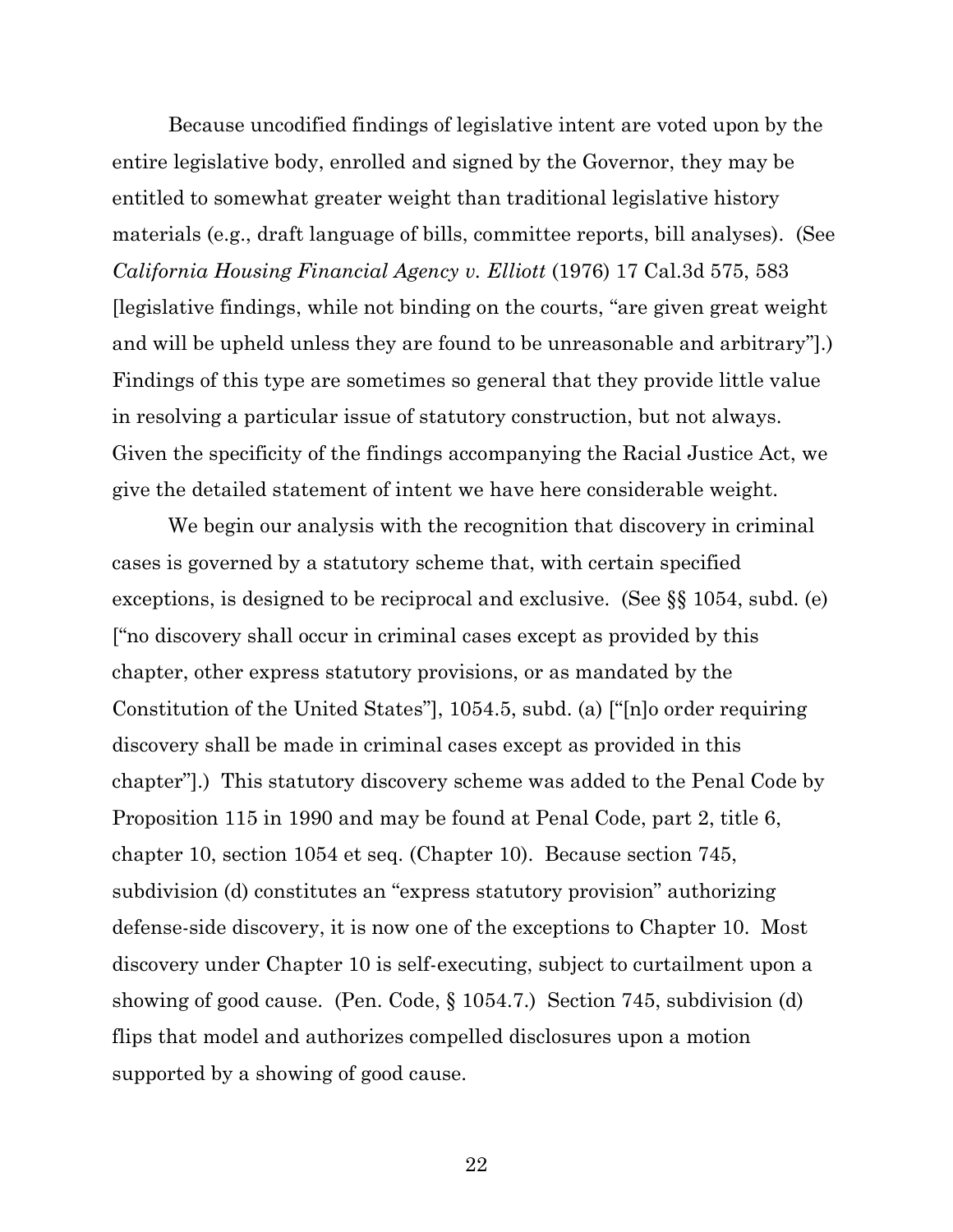Because uncodified findings of legislative intent are voted upon by the entire legislative body, enrolled and signed by the Governor, they may be entitled to somewhat greater weight than traditional legislative history materials (e.g., draft language of bills, committee reports, bill analyses). (See *California Housing Financial Agency v. Elliott* (1976) 17 Cal.3d 575, 583 [legislative findings, while not binding on the courts, "are given great weight and will be upheld unless they are found to be unreasonable and arbitrary"].) Findings of this type are sometimes so general that they provide little value in resolving a particular issue of statutory construction, but not always. Given the specificity of the findings accompanying the Racial Justice Act, we give the detailed statement of intent we have here considerable weight.

We begin our analysis with the recognition that discovery in criminal cases is governed by a statutory scheme that, with certain specified exceptions, is designed to be reciprocal and exclusive. (See §§ 1054, subd. (e) ["no discovery shall occur in criminal cases except as provided by this chapter, other express statutory provisions, or as mandated by the Constitution of the United States"], 1054.5, subd. (a) ["[n]o order requiring discovery shall be made in criminal cases except as provided in this chapter"].) This statutory discovery scheme was added to the Penal Code by Proposition 115 in 1990 and may be found at Penal Code, part 2, title 6, chapter 10, section 1054 et seq. (Chapter 10). Because section 745, subdivision (d) constitutes an "express statutory provision" authorizing defense-side discovery, it is now one of the exceptions to Chapter 10. Most discovery under Chapter 10 is self-executing, subject to curtailment upon a showing of good cause. (Pen. Code, § 1054.7.) Section 745, subdivision (d) flips that model and authorizes compelled disclosures upon a motion supported by a showing of good cause.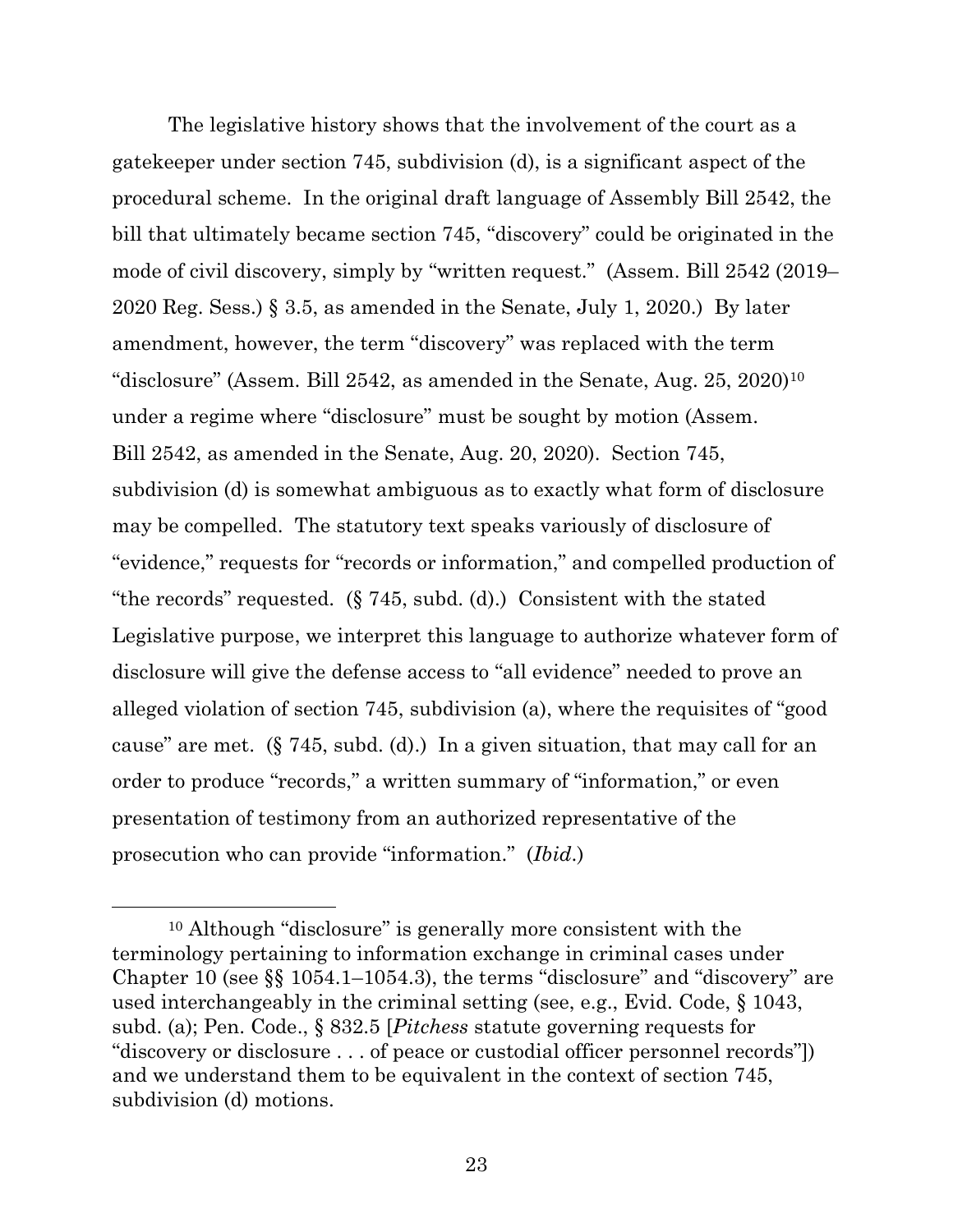The legislative history shows that the involvement of the court as a gatekeeper under section 745, subdivision (d), is a significant aspect of the procedural scheme. In the original draft language of Assembly Bill 2542, the bill that ultimately became section 745, "discovery" could be originated in the mode of civil discovery, simply by "written request." (Assem. Bill 2542 (2019–2020 Reg. Sess.) § 3.5, as amended in the Senate, July 1, 2020.) By later amendment, however, the term "discovery" was replaced with the term "disclosure" (Assem. Bill 2542, as amended in the Senate, Aug. 25, 2020)[10] under a regime where "disclosure" must be sought by motion (Assem. Bill 2542, as amended in the Senate, Aug. 20, 2020). Section 745, subdivision (d) is somewhat ambiguous as to exactly what form of disclosure may be compelled. The statutory text speaks variously of disclosure of "evidence," requests for "records or information," and compelled production of "the records" requested. (§ 745, subd. (d).) Consistent with the stated Legislative purpose, we interpret this language to authorize whatever form of disclosure will give the defense access to "all evidence" needed to prove an alleged violation of section 745, subdivision (a), where the requisites of "good cause" are met. (§ 745, subd. (d).) In a given situation, that may call for an order to produce "records," a written summary of "information," or even presentation of testimony from an authorized representative of the prosecution who can provide "information." (*Ibid*.)

[10] Although "disclosure" is generally more consistent with the terminology pertaining to information exchange in criminal cases under Chapter 10 (see §§ 1054.1–1054.3), the terms "disclosure" and "discovery" are used interchangeably in the criminal setting (see, e.g., Evid. Code, § 1043, subd. (a); Pen. Code., § 832.5 [*Pitchess* statute governing requests for "discovery or disclosure . . . of peace or custodial officer personnel records"]) and we understand them to be equivalent in the context of section 745, subdivision (d) motions.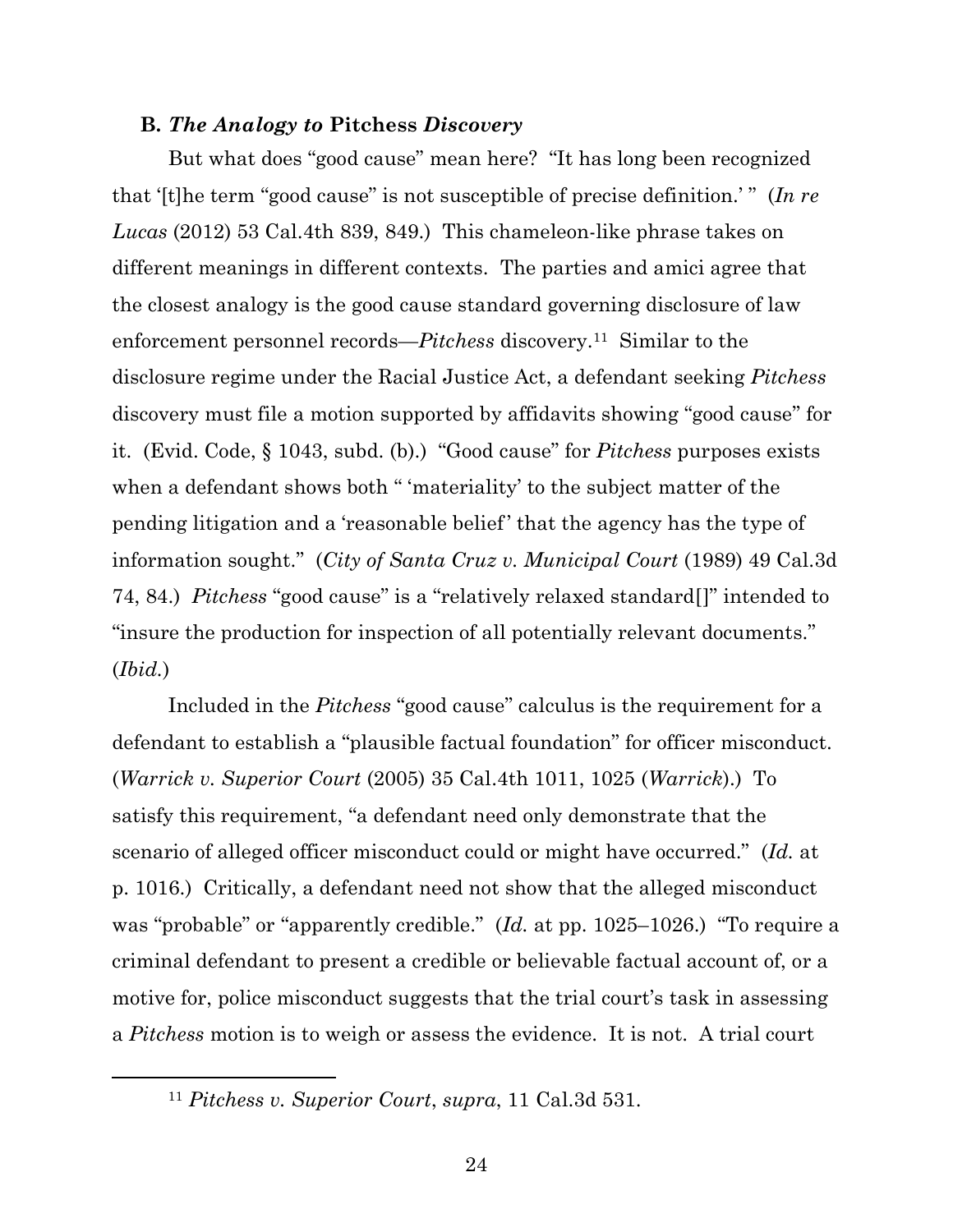### B. *The Analogy to* Pitchess *Discovery*

But what does "good cause" mean here? "It has long been recognized that '[t]he term "good cause" is not susceptible of precise definition.' " (*In re Lucas* (2012) 53 Cal.4th 839, 849.) This chameleon-like phrase takes on different meanings in different contexts. The parties and amici agree that the closest analogy is the good cause standard governing disclosure of law enforcement personnel records—*Pitchess* discovery.[11] Similar to the disclosure regime under the Racial Justice Act, a defendant seeking *Pitchess* discovery must file a motion supported by affidavits showing "good cause" for it. (Evid. Code, § 1043, subd. (b).) "Good cause" for *Pitchess* purposes exists when a defendant shows both " 'materiality' to the subject matter of the pending litigation and a 'reasonable belief' that the agency has the type of information sought." (*City of Santa Cruz v. Municipal Court* (1989) 49 Cal.3d 74, 84.) *Pitchess* "good cause" is a "relatively relaxed standard[]" intended to "insure the production for inspection of all potentially relevant documents." (*Ibid.*)

Included in the *Pitchess* "good cause" calculus is the requirement for a defendant to establish a "plausible factual foundation" for officer misconduct. (*Warrick v. Superior Court* (2005) 35 Cal.4th 1011, 1025 (*Warrick*).) To satisfy this requirement, "a defendant need only demonstrate that the scenario of alleged officer misconduct could or might have occurred." (*Id.* at p. 1016.) Critically, a defendant need not show that the alleged misconduct was "probable" or "apparently credible." (*Id.* at pp. 1025–1026.) "To require a criminal defendant to present a credible or believable factual account of, or a motive for, police misconduct suggests that the trial court's task in assessing a *Pitchess* motion is to weigh or assess the evidence. It is not. A trial court

---

[11] *Pitchess v. Superior Court*, *supra*, 11 Cal.3d 531.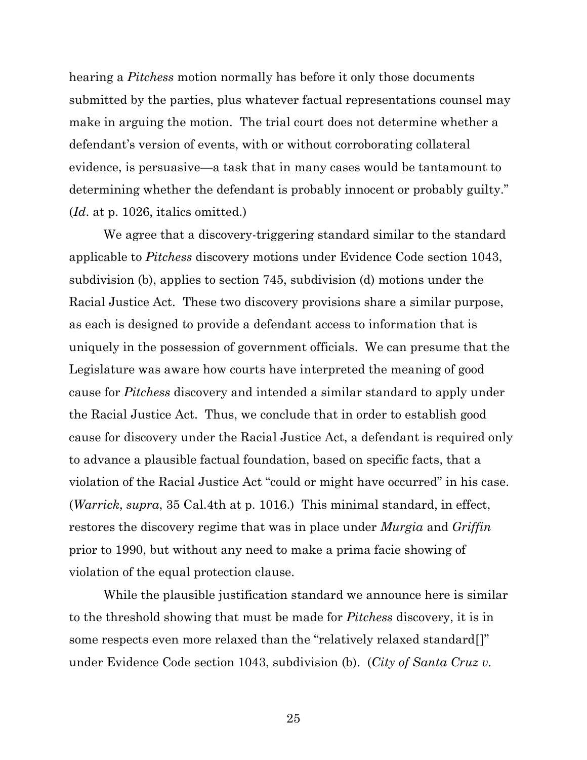hearing a *Pitchess* motion normally has before it only those documents submitted by the parties, plus whatever factual representations counsel may make in arguing the motion. The trial court does not determine whether a defendant's version of events, with or without corroborating collateral evidence, is persuasive—a task that in many cases would be tantamount to determining whether the defendant is probably innocent or probably guilty." (*Id*. at p. 1026, italics omitted.)

We agree that a discovery-triggering standard similar to the standard applicable to *Pitchess* discovery motions under Evidence Code section 1043, subdivision (b), applies to section 745, subdivision (d) motions under the Racial Justice Act. These two discovery provisions share a similar purpose, as each is designed to provide a defendant access to information that is uniquely in the possession of government officials. We can presume that the Legislature was aware how courts have interpreted the meaning of good cause for *Pitchess* discovery and intended a similar standard to apply under the Racial Justice Act. Thus, we conclude that in order to establish good cause for discovery under the Racial Justice Act, a defendant is required only to advance a plausible factual foundation, based on specific facts, that a violation of the Racial Justice Act "could or might have occurred" in his case. (*Warrick*, *supra*, 35 Cal.4th at p. 1016.) This minimal standard, in effect, restores the discovery regime that was in place under *Murgia* and *Griffin* prior to 1990, but without any need to make a prima facie showing of violation of the equal protection clause.

While the plausible justification standard we announce here is similar to the threshold showing that must be made for *Pitchess* discovery, it is in some respects even more relaxed than the "relatively relaxed standard[]" under Evidence Code section 1043, subdivision (b). (*City of Santa Cruz v.*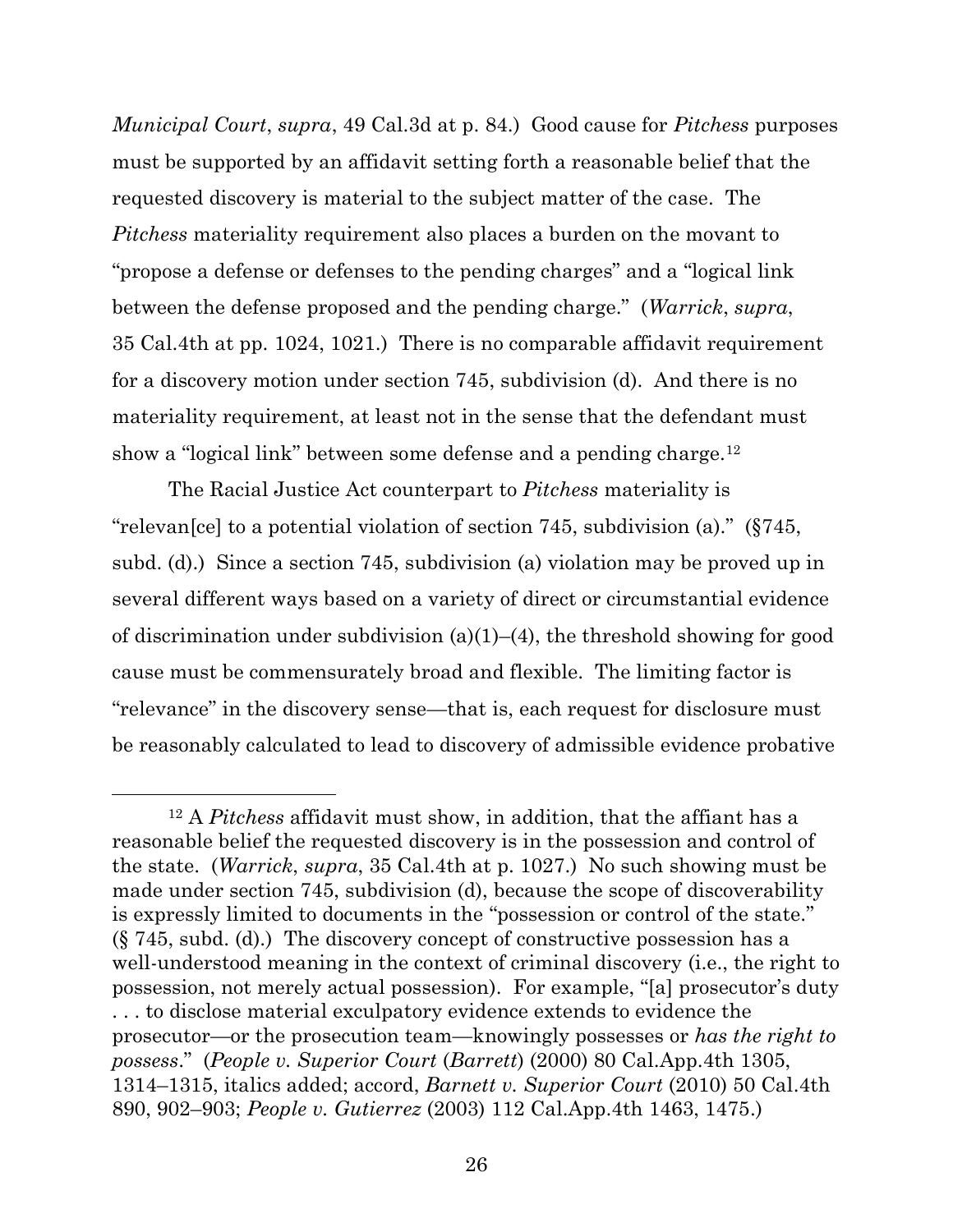*Municipal Court*, *supra*, 49 Cal.3d at p. 84.) Good cause for *Pitchess* purposes must be supported by an affidavit setting forth a reasonable belief that the requested discovery is material to the subject matter of the case. The *Pitchess* materiality requirement also places a burden on the movant to "propose a defense or defenses to the pending charges" and a "logical link between the defense proposed and the pending charge." (*Warrick*, *supra*, 35 Cal.4th at pp. 1024, 1021.) There is no comparable affidavit requirement for a discovery motion under section 745, subdivision (d). And there is no materiality requirement, at least not in the sense that the defendant must show a "logical link" between some defense and a pending charge.[12]

The Racial Justice Act counterpart to *Pitchess* materiality is "relevan[ce] to a potential violation of section 745, subdivision (a)." (§745, subd. (d).) Since a section 745, subdivision (a) violation may be proved up in several different ways based on a variety of direct or circumstantial evidence of discrimination under subdivision (a)(1)–(4), the threshold showing for good cause must be commensurately broad and flexible. The limiting factor is "relevance" in the discovery sense—that is, each request for disclosure must be reasonably calculated to lead to discovery of admissible evidence probative

---

[12] A *Pitchess* affidavit must show, in addition, that the affiant has a reasonable belief the requested discovery is in the possession and control of the state. (*Warrick*, *supra*, 35 Cal.4th at p. 1027.) No such showing must be made under section 745, subdivision (d), because the scope of discoverability is expressly limited to documents in the "possession or control of the state." (§ 745, subd. (d).) The discovery concept of constructive possession has a well-understood meaning in the context of criminal discovery (i.e., the right to possession, not merely actual possession). For example, "[a] prosecutor's duty . . . to disclose material exculpatory evidence extends to evidence the prosecutor—or the prosecution team—knowingly possesses or *has the right to possess*." (*People v. Superior Court* (*Barrett*) (2000) 80 Cal.App.4th 1305, 1314–1315, italics added; accord, *Barnett v. Superior Court* (2010) 50 Cal.4th 890, 902–903; *People v. Gutierrez* (2003) 112 Cal.App.4th 1463, 1475.)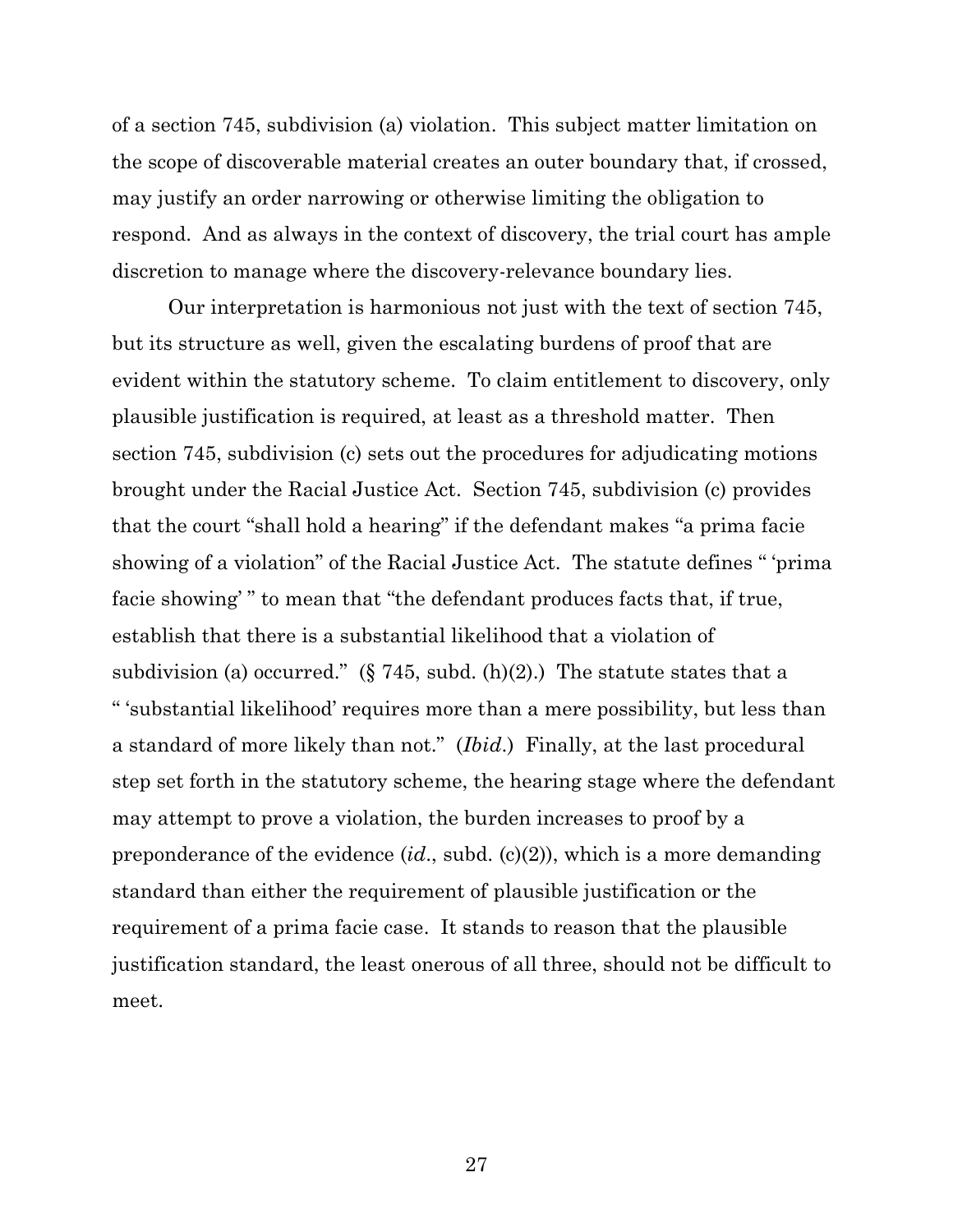of a section 745, subdivision (a) violation. This subject matter limitation on the scope of discoverable material creates an outer boundary that, if crossed, may justify an order narrowing or otherwise limiting the obligation to respond. And as always in the context of discovery, the trial court has ample discretion to manage where the discovery-relevance boundary lies.

Our interpretation is harmonious not just with the text of section 745, but its structure as well, given the escalating burdens of proof that are evident within the statutory scheme. To claim entitlement to discovery, only plausible justification is required, at least as a threshold matter. Then section 745, subdivision (c) sets out the procedures for adjudicating motions brought under the Racial Justice Act. Section 745, subdivision (c) provides that the court "shall hold a hearing" if the defendant makes "a prima facie showing of a violation" of the Racial Justice Act. The statute defines " 'prima facie showing' " to mean that "the defendant produces facts that, if true, establish that there is a substantial likelihood that a violation of subdivision (a) occurred." (§ 745, subd. (h)(2).) The statute states that a " 'substantial likelihood' requires more than a mere possibility, but less than a standard of more likely than not." (*Ibid*.) Finally, at the last procedural step set forth in the statutory scheme, the hearing stage where the defendant may attempt to prove a violation, the burden increases to proof by a preponderance of the evidence (*id*., subd. (c)(2)), which is a more demanding standard than either the requirement of plausible justification or the requirement of a prima facie case. It stands to reason that the plausible justification standard, the least onerous of all three, should not be difficult to meet.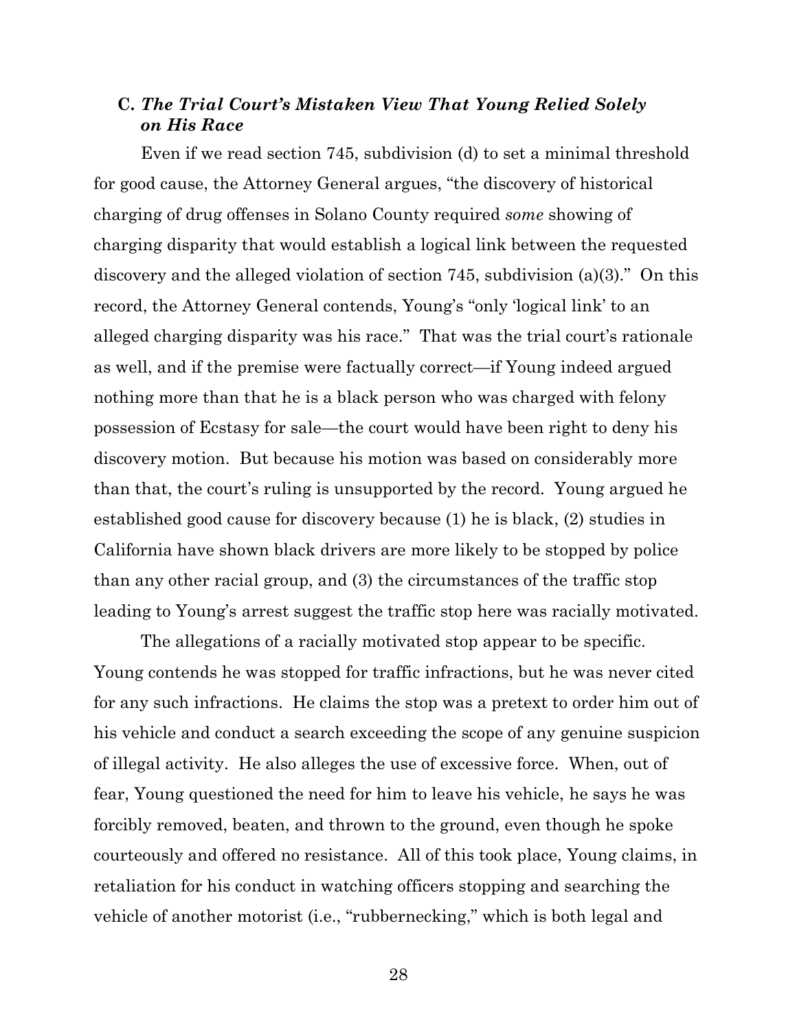### C. ***The Trial Court's Mistaken View That Young Relied Solely on His Race***

Even if we read section 745, subdivision (d) to set a minimal threshold for good cause, the Attorney General argues, "the discovery of historical charging of drug offenses in Solano County required *some* showing of charging disparity that would establish a logical link between the requested discovery and the alleged violation of section 745, subdivision (a)(3)." On this record, the Attorney General contends, Young's "only 'logical link' to an alleged charging disparity was his race." That was the trial court's rationale as well, and if the premise were factually correct—if Young indeed argued nothing more than that he is a black person who was charged with felony possession of Ecstasy for sale—the court would have been right to deny his discovery motion. But because his motion was based on considerably more than that, the court's ruling is unsupported by the record. Young argued he established good cause for discovery because (1) he is black, (2) studies in California have shown black drivers are more likely to be stopped by police than any other racial group, and (3) the circumstances of the traffic stop leading to Young's arrest suggest the traffic stop here was racially motivated.

The allegations of a racially motivated stop appear to be specific. Young contends he was stopped for traffic infractions, but he was never cited for any such infractions. He claims the stop was a pretext to order him out of his vehicle and conduct a search exceeding the scope of any genuine suspicion of illegal activity. He also alleges the use of excessive force. When, out of fear, Young questioned the need for him to leave his vehicle, he says he was forcibly removed, beaten, and thrown to the ground, even though he spoke courteously and offered no resistance. All of this took place, Young claims, in retaliation for his conduct in watching officers stopping and searching the vehicle of another motorist (i.e., "rubbernecking," which is both legal and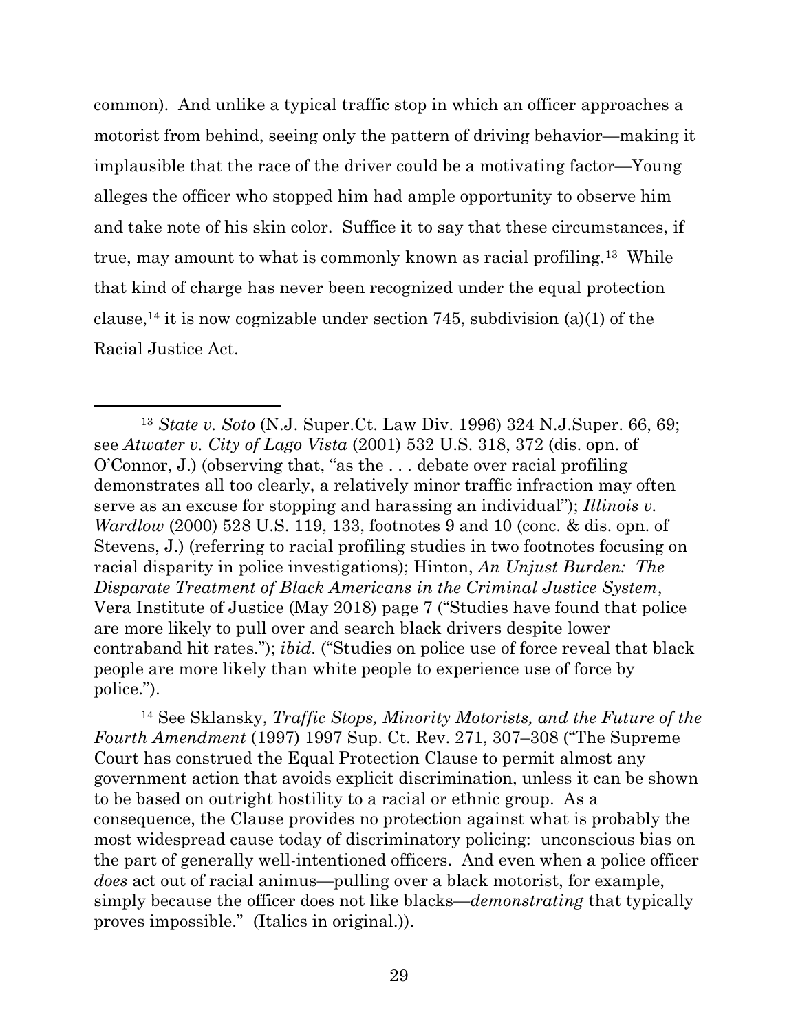common). And unlike a typical traffic stop in which an officer approaches a motorist from behind, seeing only the pattern of driving behavior—making it implausible that the race of the driver could be a motivating factor—Young alleges the officer who stopped him had ample opportunity to observe him and take note of his skin color. Suffice it to say that these circumstances, if true, may amount to what is commonly known as racial profiling.[13] While that kind of charge has never been recognized under the equal protection clause,[14] it is now cognizable under section 745, subdivision (a)(1) of the Racial Justice Act.

---

[13] *State v. Soto* (N.J. Super.Ct. Law Div. 1996) 324 N.J.Super. 66, 69; see *Atwater v. City of Lago Vista* (2001) 532 U.S. 318, 372 (dis. opn. of O'Connor, J.) (observing that, "as the . . . debate over racial profiling demonstrates all too clearly, a relatively minor traffic infraction may often serve as an excuse for stopping and harassing an individual"); *Illinois v. Wardlow* (2000) 528 U.S. 119, 133, footnotes 9 and 10 (conc. & dis. opn. of Stevens, J.) (referring to racial profiling studies in two footnotes focusing on racial disparity in police investigations); Hinton, *An Unjust Burden: The Disparate Treatment of Black Americans in the Criminal Justice System*, Vera Institute of Justice (May 2018) page 7 ("Studies have found that police are more likely to pull over and search black drivers despite lower contraband hit rates."); *ibid*. ("Studies on police use of force reveal that black people are more likely than white people to experience use of force by police.").

[14] See Sklansky, *Traffic Stops, Minority Motorists, and the Future of the Fourth Amendment* (1997) 1997 Sup. Ct. Rev. 271, 307–308 ("The Supreme Court has construed the Equal Protection Clause to permit almost any government action that avoids explicit discrimination, unless it can be shown to be based on outright hostility to a racial or ethnic group. As a consequence, the Clause provides no protection against what is probably the most widespread cause today of discriminatory policing: unconscious bias on the part of generally well-intentioned officers. And even when a police officer *does* act out of racial animus—pulling over a black motorist, for example, simply because the officer does not like blacks—*demonstrating* that typically proves impossible." (Italics in original.)).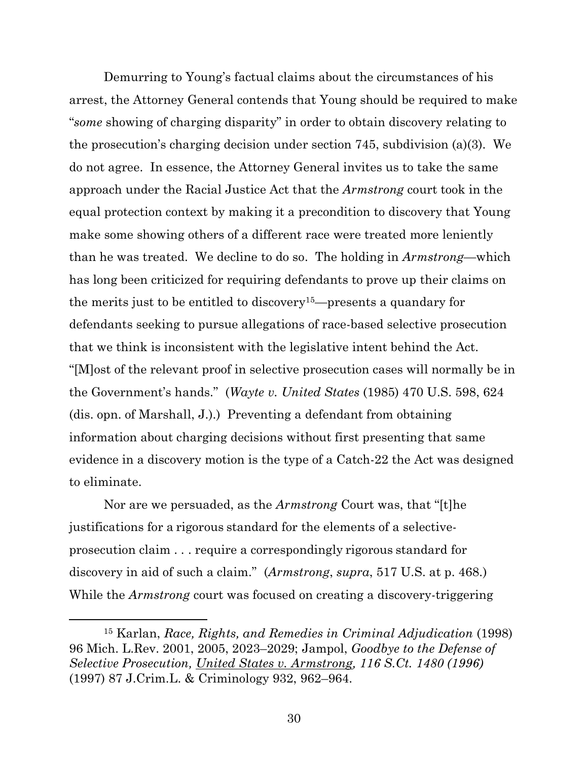Demurring to Young's factual claims about the circumstances of his arrest, the Attorney General contends that Young should be required to make "*some* showing of charging disparity" in order to obtain discovery relating to the prosecution's charging decision under section 745, subdivision (a)(3). We do not agree. In essence, the Attorney General invites us to take the same approach under the Racial Justice Act that the *Armstrong* court took in the equal protection context by making it a precondition to discovery that Young make some showing others of a different race were treated more leniently than he was treated. We decline to do so. The holding in *Armstrong*—which has long been criticized for requiring defendants to prove up their claims on the merits just to be entitled to discovery[15]—presents a quandary for defendants seeking to pursue allegations of race-based selective prosecution that we think is inconsistent with the legislative intent behind the Act. "[M]ost of the relevant proof in selective prosecution cases will normally be in the Government's hands." (*Wayte v. United States* (1985) 470 U.S. 598, 624 (dis. opn. of Marshall, J.).) Preventing a defendant from obtaining information about charging decisions without first presenting that same evidence in a discovery motion is the type of a Catch-22 the Act was designed to eliminate.

Nor are we persuaded, as the *Armstrong* Court was, that "[t]he justifications for a rigorous standard for the elements of a selective-prosecution claim . . . require a correspondingly rigorous standard for discovery in aid of such a claim." (*Armstrong*, *supra*, 517 U.S. at p. 468.) While the *Armstrong* court was focused on creating a discovery-triggering

---

[15] Karlan, *Race, Rights, and Remedies in Criminal Adjudication* (1998) 96 Mich. L.Rev. 2001, 2005, 2023–2029; Jampol, *Goodbye to the Defense of Selective Prosecution, United States v. Armstrong, 116 S.Ct. 1480 (1996)* (1997) 87 J.Crim.L. & Criminology 932, 962–964.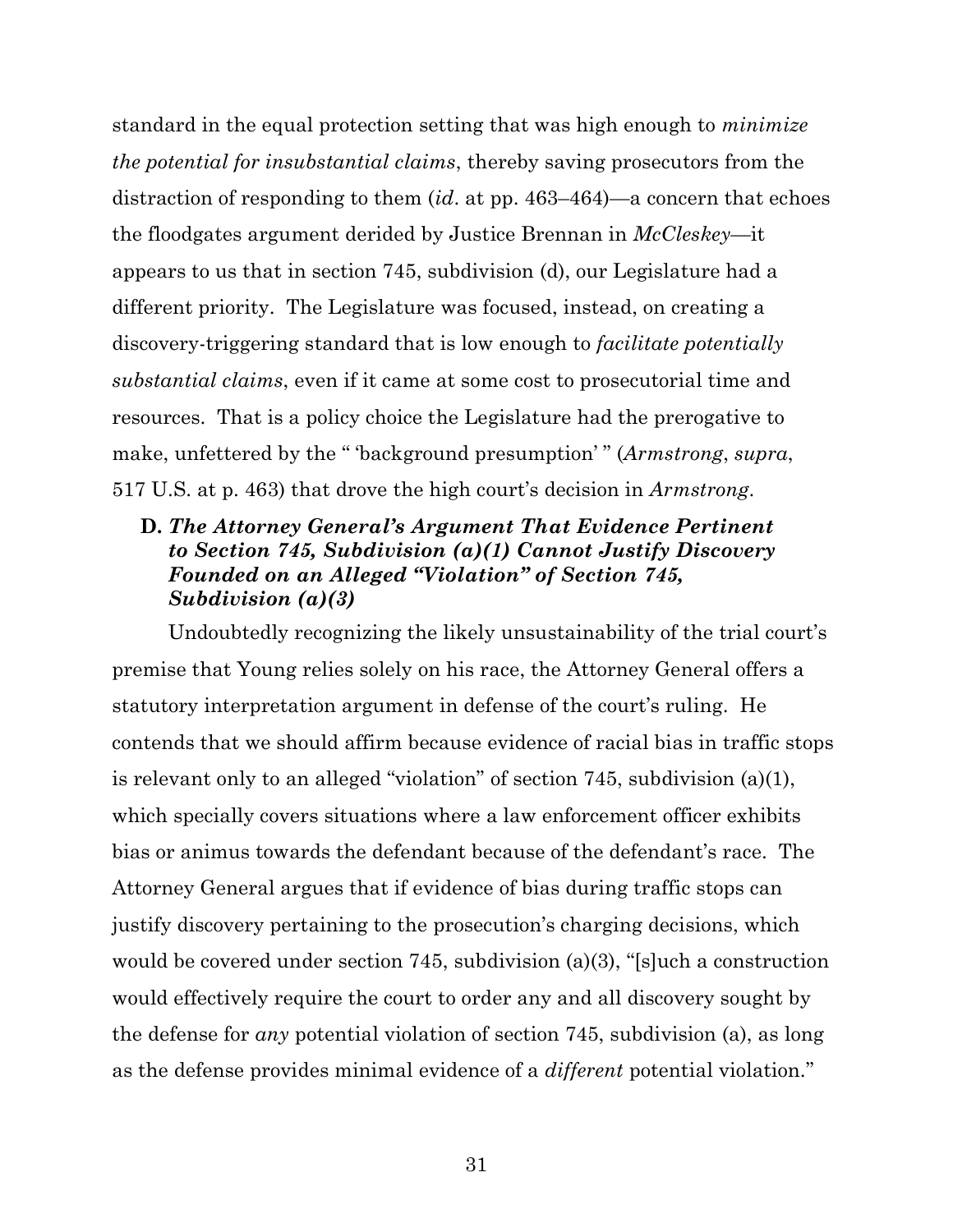standard in the equal protection setting that was high enough to *minimize the potential for insubstantial claims*, thereby saving prosecutors from the distraction of responding to them (*id*. at pp. 463–464)—a concern that echoes the floodgates argument derided by Justice Brennan in *McCleskey*—it appears to us that in section 745, subdivision (d), our Legislature had a different priority. The Legislature was focused, instead, on creating a discovery-triggering standard that is low enough to *facilitate potentially substantial claims*, even if it came at some cost to prosecutorial time and resources. That is a policy choice the Legislature had the prerogative to make, unfettered by the " 'background presumption' " (*Armstrong*, *supra*, 517 U.S. at p. 463) that drove the high court's decision in *Armstrong*.

### D. *The Attorney General's Argument That Evidence Pertinent to Section 745, Subdivision (a)(1) Cannot Justify Discovery Founded on an Alleged "Violation" of Section 745, Subdivision (a)(3)*

Undoubtedly recognizing the likely unsustainability of the trial court's premise that Young relies solely on his race, the Attorney General offers a statutory interpretation argument in defense of the court's ruling. He contends that we should affirm because evidence of racial bias in traffic stops is relevant only to an alleged "violation" of section 745, subdivision (a)(1), which specially covers situations where a law enforcement officer exhibits bias or animus towards the defendant because of the defendant's race. The Attorney General argues that if evidence of bias during traffic stops can justify discovery pertaining to the prosecution's charging decisions, which would be covered under section 745, subdivision (a)(3), "[s]uch a construction would effectively require the court to order any and all discovery sought by the defense for *any* potential violation of section 745, subdivision (a), as long as the defense provides minimal evidence of a *different* potential violation."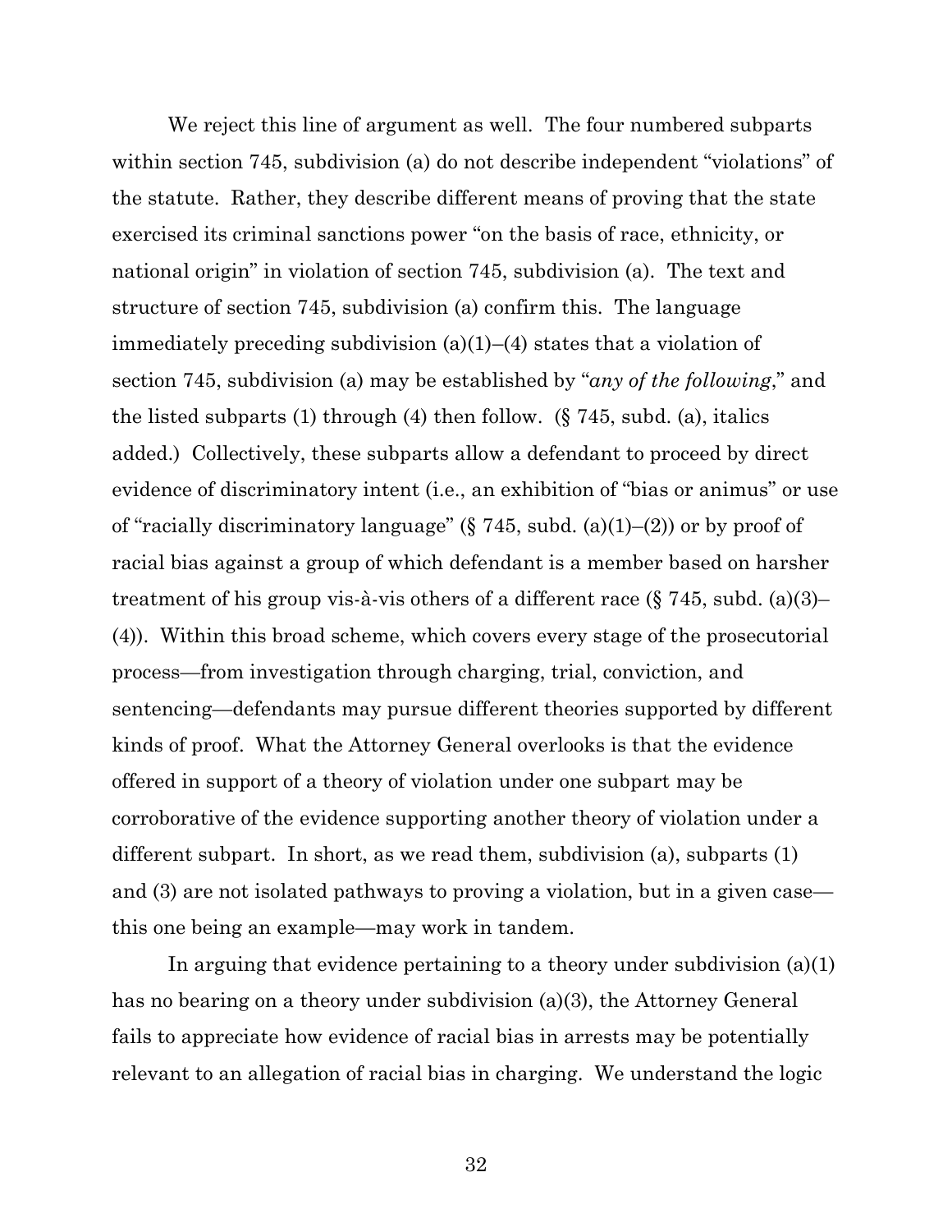We reject this line of argument as well. The four numbered subparts within section 745, subdivision (a) do not describe independent "violations" of the statute. Rather, they describe different means of proving that the state exercised its criminal sanctions power "on the basis of race, ethnicity, or national origin" in violation of section 745, subdivision (a). The text and structure of section 745, subdivision (a) confirm this. The language immediately preceding subdivision (a)(1)–(4) states that a violation of section 745, subdivision (a) may be established by "*any of the following*," and the listed subparts (1) through (4) then follow. (§ 745, subd. (a), italics added.) Collectively, these subparts allow a defendant to proceed by direct evidence of discriminatory intent (i.e., an exhibition of "bias or animus" or use of "racially discriminatory language" (§ 745, subd. (a)(1)–(2)) or by proof of racial bias against a group of which defendant is a member based on harsher treatment of his group vis-à-vis others of a different race (§ 745, subd. (a)(3)–(4)). Within this broad scheme, which covers every stage of the prosecutorial process—from investigation through charging, trial, conviction, and sentencing—defendants may pursue different theories supported by different kinds of proof. What the Attorney General overlooks is that the evidence offered in support of a theory of violation under one subpart may be corroborative of the evidence supporting another theory of violation under a different subpart. In short, as we read them, subdivision (a), subparts (1) and (3) are not isolated pathways to proving a violation, but in a given case—this one being an example—may work in tandem.

In arguing that evidence pertaining to a theory under subdivision (a)(1) has no bearing on a theory under subdivision (a)(3), the Attorney General fails to appreciate how evidence of racial bias in arrests may be potentially relevant to an allegation of racial bias in charging. We understand the logic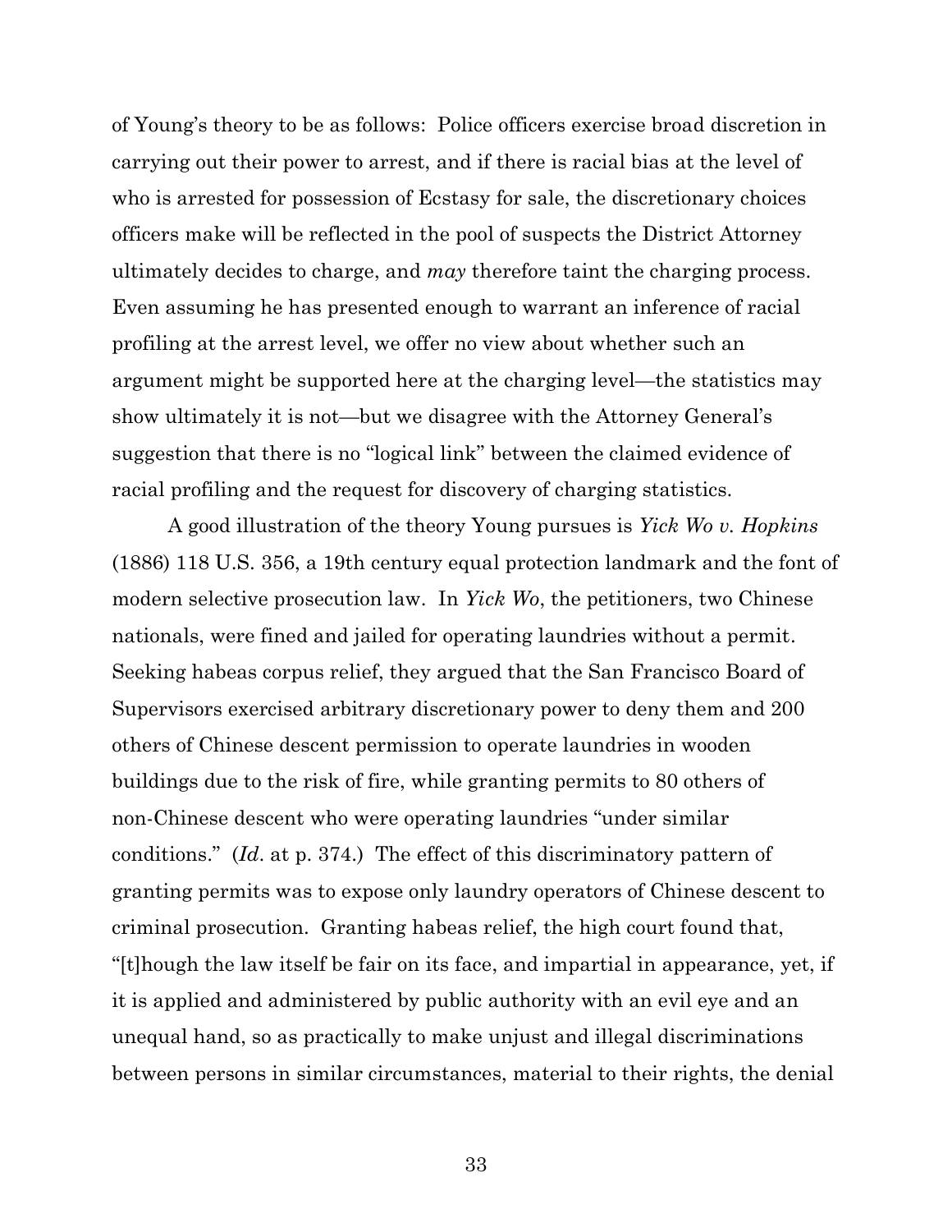of Young's theory to be as follows: Police officers exercise broad discretion in carrying out their power to arrest, and if there is racial bias at the level of who is arrested for possession of Ecstasy for sale, the discretionary choices officers make will be reflected in the pool of suspects the District Attorney ultimately decides to charge, and *may* therefore taint the charging process. Even assuming he has presented enough to warrant an inference of racial profiling at the arrest level, we offer no view about whether such an argument might be supported here at the charging level—the statistics may show ultimately it is not—but we disagree with the Attorney General's suggestion that there is no "logical link" between the claimed evidence of racial profiling and the request for discovery of charging statistics.

A good illustration of the theory Young pursues is *Yick Wo v. Hopkins* (1886) 118 U.S. 356, a 19th century equal protection landmark and the font of modern selective prosecution law. In *Yick Wo*, the petitioners, two Chinese nationals, were fined and jailed for operating laundries without a permit. Seeking habeas corpus relief, they argued that the San Francisco Board of Supervisors exercised arbitrary discretionary power to deny them and 200 others of Chinese descent permission to operate laundries in wooden buildings due to the risk of fire, while granting permits to 80 others of non-Chinese descent who were operating laundries "under similar conditions." (*Id*. at p. 374.) The effect of this discriminatory pattern of granting permits was to expose only laundry operators of Chinese descent to criminal prosecution. Granting habeas relief, the high court found that, "[t]hough the law itself be fair on its face, and impartial in appearance, yet, if it is applied and administered by public authority with an evil eye and an unequal hand, so as practically to make unjust and illegal discriminations between persons in similar circumstances, material to their rights, the denial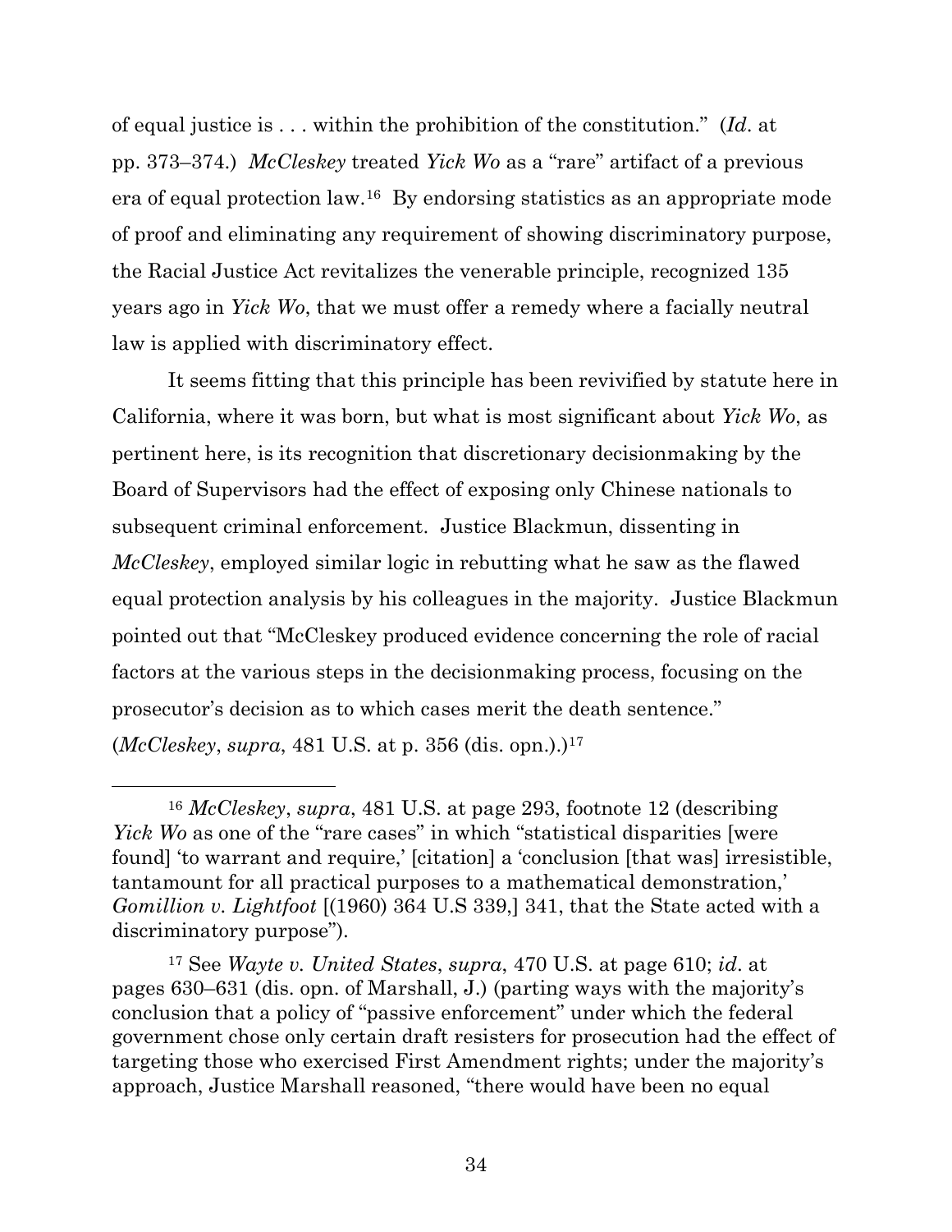of equal justice is . . . within the prohibition of the constitution." (*Id*. at pp. 373–374.) *McCleskey* treated *Yick Wo* as a "rare" artifact of a previous era of equal protection law.[16] By endorsing statistics as an appropriate mode of proof and eliminating any requirement of showing discriminatory purpose, the Racial Justice Act revitalizes the venerable principle, recognized 135 years ago in *Yick Wo*, that we must offer a remedy where a facially neutral law is applied with discriminatory effect.

It seems fitting that this principle has been revivified by statute here in California, where it was born, but what is most significant about *Yick Wo*, as pertinent here, is its recognition that discretionary decisionmaking by the Board of Supervisors had the effect of exposing only Chinese nationals to subsequent criminal enforcement. Justice Blackmun, dissenting in *McCleskey*, employed similar logic in rebutting what he saw as the flawed equal protection analysis by his colleagues in the majority. Justice Blackmun pointed out that "McCleskey produced evidence concerning the role of racial factors at the various steps in the decisionmaking process, focusing on the prosecutor's decision as to which cases merit the death sentence." (*McCleskey*, *supra*, 481 U.S. at p. 356 (dis. opn.).)[17]

---

[16] *McCleskey*, *supra*, 481 U.S. at page 293, footnote 12 (describing *Yick Wo* as one of the "rare cases" in which "statistical disparities [were found] 'to warrant and require,' [citation] a 'conclusion [that was] irresistible, tantamount for all practical purposes to a mathematical demonstration,' *Gomillion v. Lightfoot* [(1960) 364 U.S 339,] 341, that the State acted with a discriminatory purpose").

[17] See *Wayte v. United States*, *supra*, 470 U.S. at page 610; *id*. at pages 630–631 (dis. opn. of Marshall, J.) (parting ways with the majority's conclusion that a policy of "passive enforcement" under which the federal government chose only certain draft resisters for prosecution had the effect of targeting those who exercised First Amendment rights; under the majority's approach, Justice Marshall reasoned, "there would have been no equal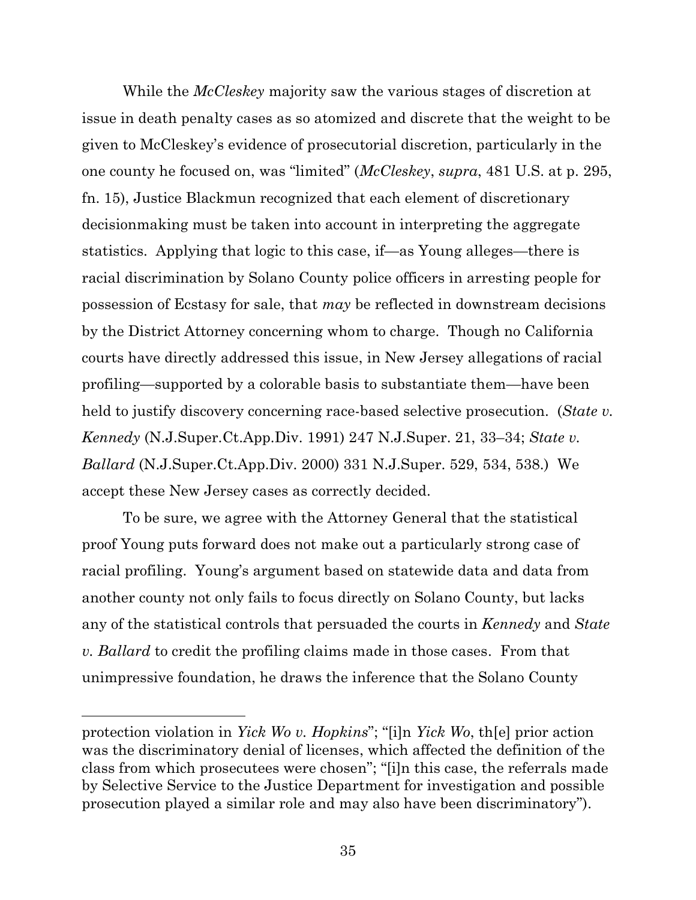While the *McCleskey* majority saw the various stages of discretion at issue in death penalty cases as so atomized and discrete that the weight to be given to McCleskey's evidence of prosecutorial discretion, particularly in the one county he focused on, was "limited" (*McCleskey*, *supra*, 481 U.S. at p. 295, fn. 15), Justice Blackmun recognized that each element of discretionary decisionmaking must be taken into account in interpreting the aggregate statistics. Applying that logic to this case, if—as Young alleges—there is racial discrimination by Solano County police officers in arresting people for possession of Ecstasy for sale, that *may* be reflected in downstream decisions by the District Attorney concerning whom to charge. Though no California courts have directly addressed this issue, in New Jersey allegations of racial profiling—supported by a colorable basis to substantiate them—have been held to justify discovery concerning race-based selective prosecution. (*State v. Kennedy* (N.J.Super.Ct.App.Div. 1991) 247 N.J.Super. 21, 33–34; *State v. Ballard* (N.J.Super.Ct.App.Div. 2000) 331 N.J.Super. 529, 534, 538.) We accept these New Jersey cases as correctly decided.

To be sure, we agree with the Attorney General that the statistical proof Young puts forward does not make out a particularly strong case of racial profiling. Young's argument based on statewide data and data from another county not only fails to focus directly on Solano County, but lacks any of the statistical controls that persuaded the courts in *Kennedy* and *State v. Ballard* to credit the profiling claims made in those cases. From that unimpressive foundation, he draws the inference that the Solano County

---

protection violation in *Yick Wo v. Hopkins*"; "[i]n *Yick Wo*, th[e] prior action was the discriminatory denial of licenses, which affected the definition of the class from which prosecutees were chosen"; "[i]n this case, the referrals made by Selective Service to the Justice Department for investigation and possible prosecution played a similar role and may also have been discriminatory").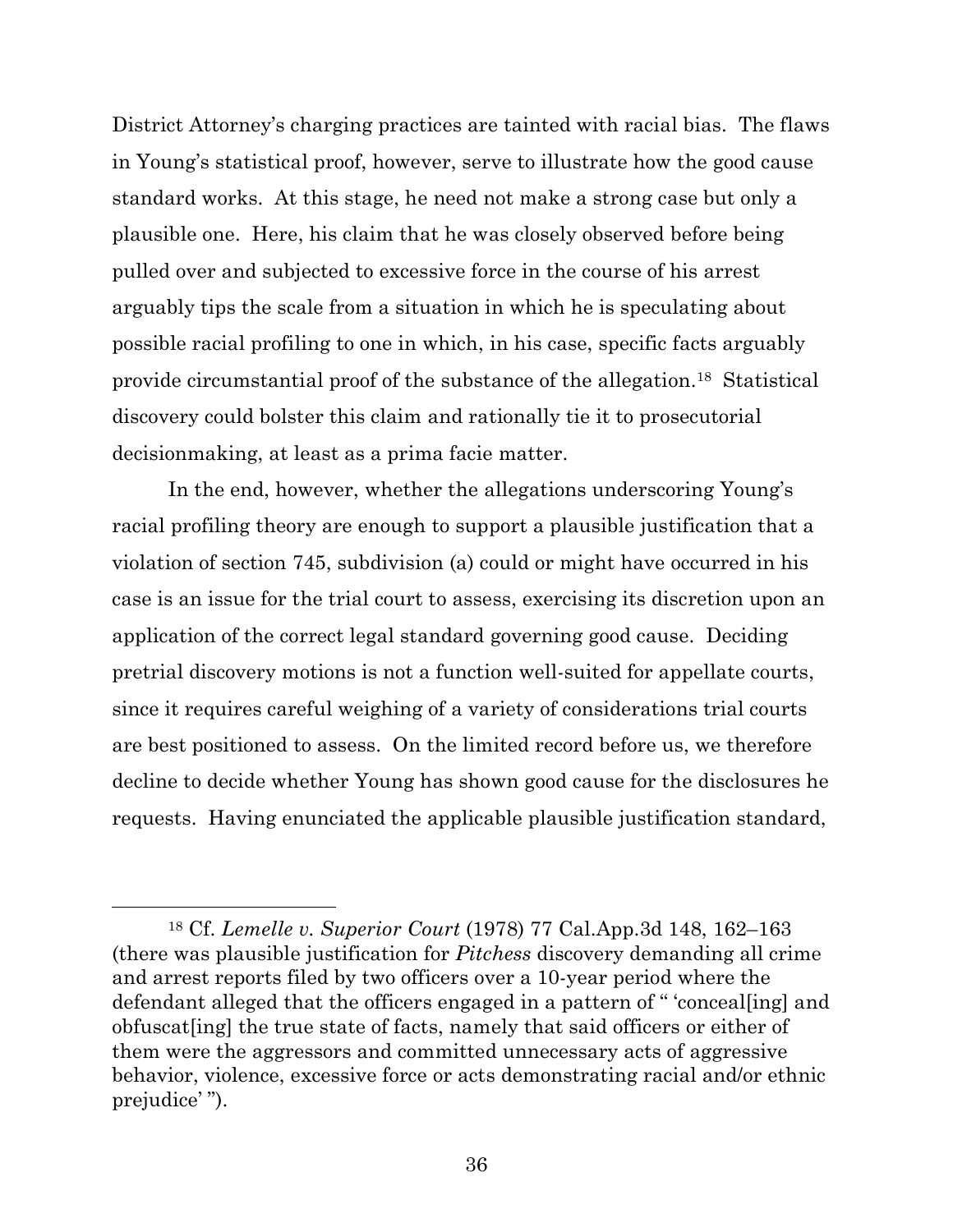District Attorney's charging practices are tainted with racial bias. The flaws in Young's statistical proof, however, serve to illustrate how the good cause standard works. At this stage, he need not make a strong case but only a plausible one. Here, his claim that he was closely observed before being pulled over and subjected to excessive force in the course of his arrest arguably tips the scale from a situation in which he is speculating about possible racial profiling to one in which, in his case, specific facts arguably provide circumstantial proof of the substance of the allegation.[18] Statistical discovery could bolster this claim and rationally tie it to prosecutorial decisionmaking, at least as a prima facie matter.

In the end, however, whether the allegations underscoring Young's racial profiling theory are enough to support a plausible justification that a violation of section 745, subdivision (a) could or might have occurred in his case is an issue for the trial court to assess, exercising its discretion upon an application of the correct legal standard governing good cause. Deciding pretrial discovery motions is not a function well-suited for appellate courts, since it requires careful weighing of a variety of considerations trial courts are best positioned to assess. On the limited record before us, we therefore decline to decide whether Young has shown good cause for the disclosures he requests. Having enunciated the applicable plausible justification standard,

---

[18] Cf. *Lemelle v. Superior Court* (1978) 77 Cal.App.3d 148, 162–163 (there was plausible justification for *Pitchess* discovery demanding all crime and arrest reports filed by two officers over a 10-year period where the defendant alleged that the officers engaged in a pattern of " 'conceal[ing] and obfuscat[ing] the true state of facts, namely that said officers or either of them were the aggressors and committed unnecessary acts of aggressive behavior, violence, excessive force or acts demonstrating racial and/or ethnic prejudice' ").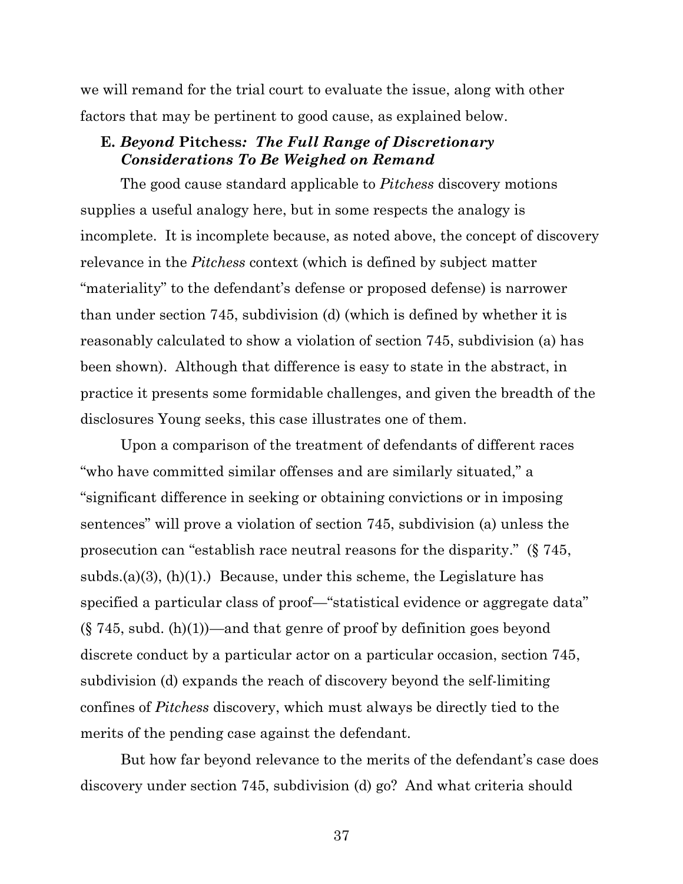we will remand for the trial court to evaluate the issue, along with other factors that may be pertinent to good cause, as explained below.

**E. *Beyond* Pitchess*: The Full Range of Discretionary Considerations To Be Weighed on Remand***

The good cause standard applicable to *Pitchess* discovery motions supplies a useful analogy here, but in some respects the analogy is incomplete. It is incomplete because, as noted above, the concept of discovery relevance in the *Pitchess* context (which is defined by subject matter "materiality" to the defendant's defense or proposed defense) is narrower than under section 745, subdivision (d) (which is defined by whether it is reasonably calculated to show a violation of section 745, subdivision (a) has been shown). Although that difference is easy to state in the abstract, in practice it presents some formidable challenges, and given the breadth of the disclosures Young seeks, this case illustrates one of them.

Upon a comparison of the treatment of defendants of different races "who have committed similar offenses and are similarly situated," a "significant difference in seeking or obtaining convictions or in imposing sentences" will prove a violation of section 745, subdivision (a) unless the prosecution can "establish race neutral reasons for the disparity." (§ 745, subds.(a)(3), (h)(1).) Because, under this scheme, the Legislature has specified a particular class of proof—"statistical evidence or aggregate data" (§ 745, subd. (h)(1))—and that genre of proof by definition goes beyond discrete conduct by a particular actor on a particular occasion, section 745, subdivision (d) expands the reach of discovery beyond the self-limiting confines of *Pitchess* discovery, which must always be directly tied to the merits of the pending case against the defendant.

But how far beyond relevance to the merits of the defendant's case does discovery under section 745, subdivision (d) go? And what criteria should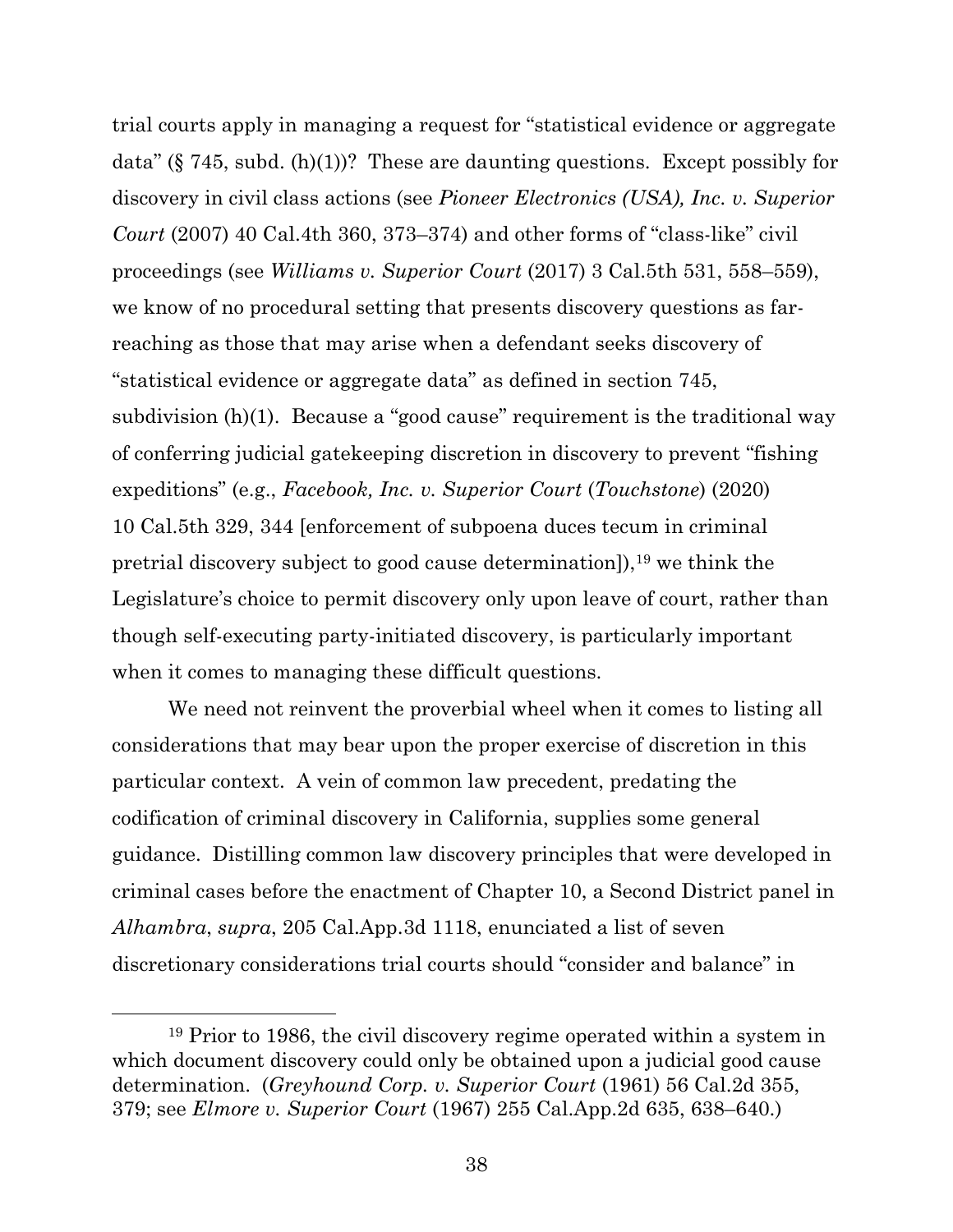trial courts apply in managing a request for "statistical evidence or aggregate data" (§ 745, subd. (h)(1))? These are daunting questions. Except possibly for discovery in civil class actions (see *Pioneer Electronics (USA), Inc. v. Superior Court* (2007) 40 Cal.4th 360, 373–374) and other forms of "class-like" civil proceedings (see *Williams v. Superior Court* (2017) 3 Cal.5th 531, 558–559), we know of no procedural setting that presents discovery questions as far-reaching as those that may arise when a defendant seeks discovery of "statistical evidence or aggregate data" as defined in section 745, subdivision (h)(1). Because a "good cause" requirement is the traditional way of conferring judicial gatekeeping discretion in discovery to prevent "fishing expeditions" (e.g., *Facebook, Inc. v. Superior Court* (*Touchstone*) (2020) 10 Cal.5th 329, 344 [enforcement of subpoena duces tecum in criminal pretrial discovery subject to good cause determination]),[19] we think the Legislature's choice to permit discovery only upon leave of court, rather than though self-executing party-initiated discovery, is particularly important when it comes to managing these difficult questions.

We need not reinvent the proverbial wheel when it comes to listing all considerations that may bear upon the proper exercise of discretion in this particular context. A vein of common law precedent, predating the codification of criminal discovery in California, supplies some general guidance. Distilling common law discovery principles that were developed in criminal cases before the enactment of Chapter 10, a Second District panel in *Alhambra*, *supra*, 205 Cal.App.3d 1118, enunciated a list of seven discretionary considerations trial courts should "consider and balance" in

---

[19] Prior to 1986, the civil discovery regime operated within a system in which document discovery could only be obtained upon a judicial good cause determination. (*Greyhound Corp. v. Superior Court* (1961) 56 Cal.2d 355, 379; see *Elmore v. Superior Court* (1967) 255 Cal.App.2d 635, 638–640.)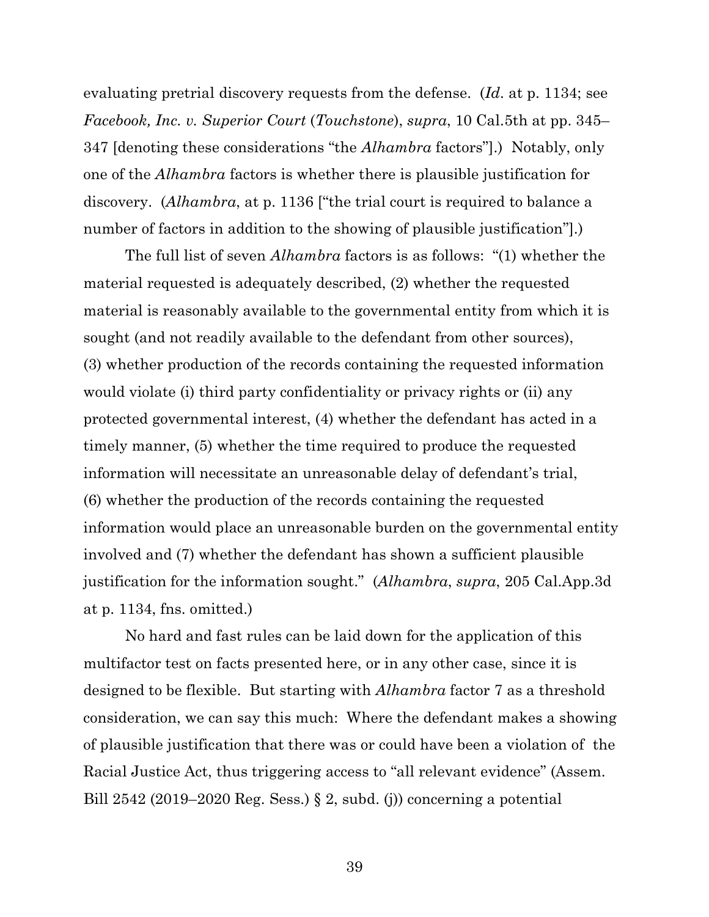evaluating pretrial discovery requests from the defense. (*Id*. at p. 1134; see *Facebook, Inc. v. Superior Court* (*Touchstone*), *supra*, 10 Cal.5th at pp. 345–347 [denoting these considerations "the *Alhambra* factors"].) Notably, only one of the *Alhambra* factors is whether there is plausible justification for discovery. (*Alhambra*, at p. 1136 ["the trial court is required to balance a number of factors in addition to the showing of plausible justification"].)

The full list of seven *Alhambra* factors is as follows: "(1) whether the material requested is adequately described, (2) whether the requested material is reasonably available to the governmental entity from which it is sought (and not readily available to the defendant from other sources), (3) whether production of the records containing the requested information would violate (i) third party confidentiality or privacy rights or (ii) any protected governmental interest, (4) whether the defendant has acted in a timely manner, (5) whether the time required to produce the requested information will necessitate an unreasonable delay of defendant's trial, (6) whether the production of the records containing the requested information would place an unreasonable burden on the governmental entity involved and (7) whether the defendant has shown a sufficient plausible justification for the information sought." (*Alhambra*, *supra*, 205 Cal.App.3d at p. 1134, fns. omitted.)

No hard and fast rules can be laid down for the application of this multifactor test on facts presented here, or in any other case, since it is designed to be flexible. But starting with *Alhambra* factor 7 as a threshold consideration, we can say this much: Where the defendant makes a showing of plausible justification that there was or could have been a violation of the Racial Justice Act, thus triggering access to "all relevant evidence" (Assem. Bill 2542 (2019–2020 Reg. Sess.) § 2, subd. (j)) concerning a potential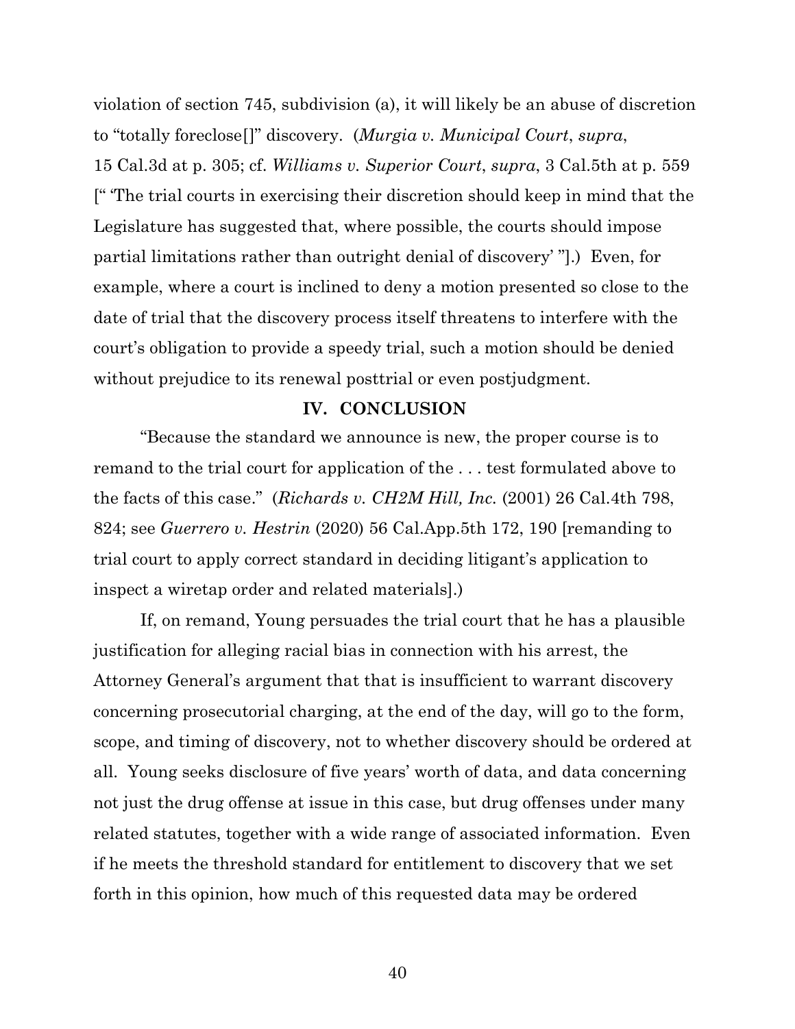violation of section 745, subdivision (a), it will likely be an abuse of discretion to "totally foreclose[]" discovery. (*Murgia v. Municipal Court*, *supra*, 15 Cal.3d at p. 305; cf. *Williams v. Superior Court*, *supra*, 3 Cal.5th at p. 559 [" 'The trial courts in exercising their discretion should keep in mind that the Legislature has suggested that, where possible, the courts should impose partial limitations rather than outright denial of discovery' "].) Even, for example, where a court is inclined to deny a motion presented so close to the date of trial that the discovery process itself threatens to interfere with the court's obligation to provide a speedy trial, such a motion should be denied without prejudice to its renewal posttrial or even postjudgment.

## IV. CONCLUSION

"Because the standard we announce is new, the proper course is to remand to the trial court for application of the . . . test formulated above to the facts of this case." (*Richards v. CH2M Hill, Inc.* (2001) 26 Cal.4th 798, 824; see *Guerrero v. Hestrin* (2020) 56 Cal.App.5th 172, 190 [remanding to trial court to apply correct standard in deciding litigant's application to inspect a wiretap order and related materials].)

If, on remand, Young persuades the trial court that he has a plausible justification for alleging racial bias in connection with his arrest, the Attorney General's argument that that is insufficient to warrant discovery concerning prosecutorial charging, at the end of the day, will go to the form, scope, and timing of discovery, not to whether discovery should be ordered at all. Young seeks disclosure of five years' worth of data, and data concerning not just the drug offense at issue in this case, but drug offenses under many related statutes, together with a wide range of associated information. Even if he meets the threshold standard for entitlement to discovery that we set forth in this opinion, how much of this requested data may be ordered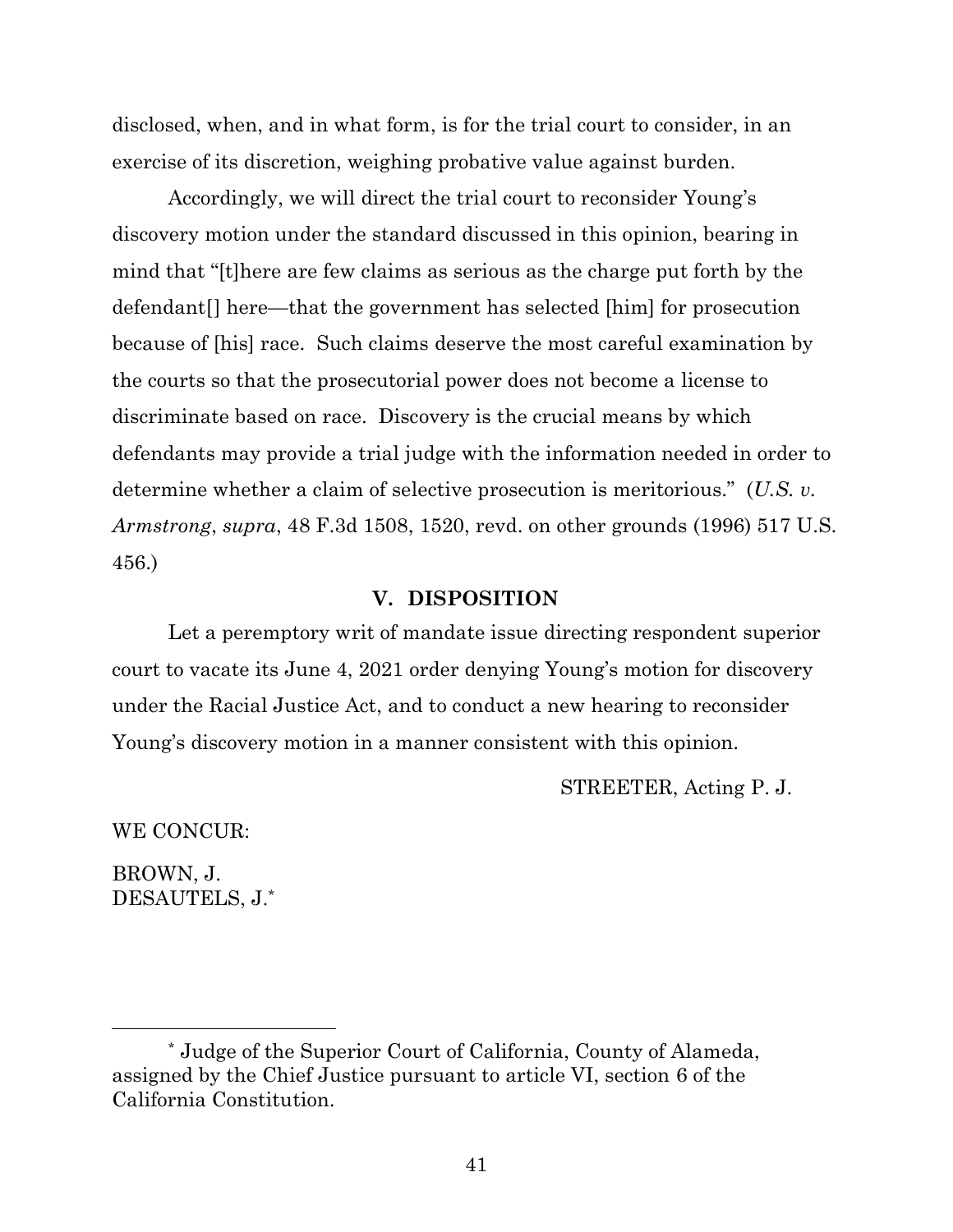disclosed, when, and in what form, is for the trial court to consider, in an exercise of its discretion, weighing probative value against burden.

Accordingly, we will direct the trial court to reconsider Young's discovery motion under the standard discussed in this opinion, bearing in mind that "[t]here are few claims as serious as the charge put forth by the defendant[] here—that the government has selected [him] for prosecution because of [his] race. Such claims deserve the most careful examination by the courts so that the prosecutorial power does not become a license to discriminate based on race. Discovery is the crucial means by which defendants may provide a trial judge with the information needed in order to determine whether a claim of selective prosecution is meritorious." (*U.S. v. Armstrong*, *supra*, 48 F.3d 1508, 1520, revd. on other grounds (1996) 517 U.S. 456.)

## V. DISPOSITION

Let a peremptory writ of mandate issue directing respondent superior court to vacate its June 4, 2021 order denying Young's motion for discovery under the Racial Justice Act, and to conduct a new hearing to reconsider Young's discovery motion in a manner consistent with this opinion.

STREETER, Acting P. J.

WE CONCUR:

BROWN, J.
DESAUTELS, J.*

\* Judge of the Superior Court of California, County of Alameda, assigned by the Chief Justice pursuant to article VI, section 6 of the California Constitution.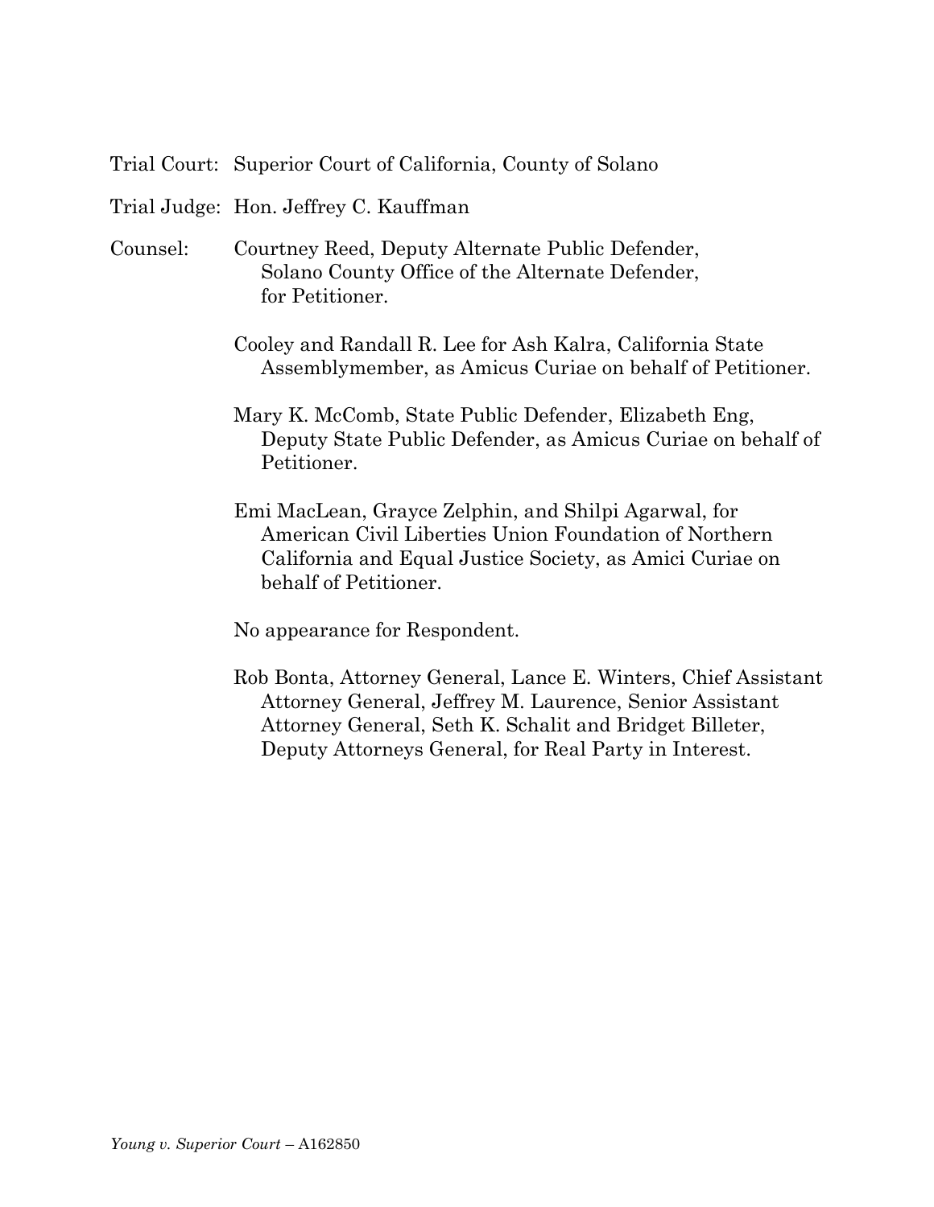Trial Court: Superior Court of California, County of Solano

Trial Judge: Hon. Jeffrey C. Kauffman

Counsel: Courtney Reed, Deputy Alternate Public Defender, Solano County Office of the Alternate Defender, for Petitioner.

Cooley and Randall R. Lee for Ash Kalra, California State Assemblymember, as Amicus Curiae on behalf of Petitioner.

Mary K. McComb, State Public Defender, Elizabeth Eng, Deputy State Public Defender, as Amicus Curiae on behalf of Petitioner.

Emi MacLean, Grayce Zelphin, and Shilpi Agarwal, for American Civil Liberties Union Foundation of Northern California and Equal Justice Society, as Amici Curiae on behalf of Petitioner.

No appearance for Respondent.

Rob Bonta, Attorney General, Lance E. Winters, Chief Assistant Attorney General, Jeffrey M. Laurence, Senior Assistant Attorney General, Seth K. Schalit and Bridget Billeter, Deputy Attorneys General, for Real Party in Interest.